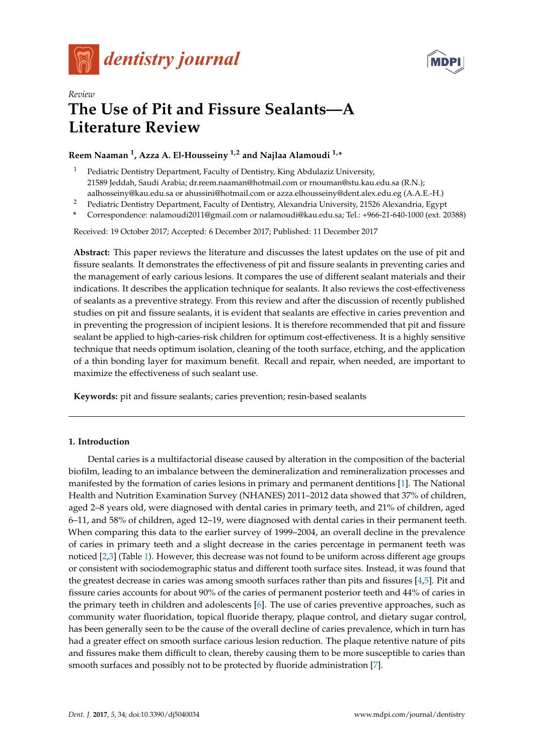*dentistry journal*

Review

# The Use of Pit and Fissure Sealants—A Literature Review

**Reem Naaman [1], Azza A. El-Housseiny [1,2] and Najlaa Alamoudi [1,*]**

[1] Pediatric Dentistry Department, Faculty of Dentistry, King Abdulaziz University, 21589 Jeddah, Saudi Arabia; dr.reem.naaman@hotmail.com or rnouman@stu.kau.edu.sa (R.N.); aalhosseiny@kau.edu.sa or ahussini@hotmail.com or azza.elhousseiny@dent.alex.edu.eg (A.A.E.-H.)

[2] Pediatric Dentistry Department, Faculty of Dentistry, Alexandria University, 21526 Alexandria, Egypt

[*] Correspondence: nalamoudi2011@gmail.com or nalamoudi@kau.edu.sa; Tel.: +966-21-640-1000 (ext. 20388)

Received: 19 October 2017; Accepted: 6 December 2017; Published: 11 December 2017

**Abstract:** This paper reviews the literature and discusses the latest updates on the use of pit and fissure sealants. It demonstrates the effectiveness of pit and fissure sealants in preventing caries and the management of early carious lesions. It compares the use of different sealant materials and their indications. It describes the application technique for sealants. It also reviews the cost-effectiveness of sealants as a preventive strategy. From this review and after the discussion of recently published studies on pit and fissure sealants, it is evident that sealants are effective in caries prevention and in preventing the progression of incipient lesions. It is therefore recommended that pit and fissure sealant be applied to high-caries-risk children for optimum cost-effectiveness. It is a highly sensitive technique that needs optimum isolation, cleaning of the tooth surface, etching, and the application of a thin bonding layer for maximum benefit. Recall and repair, when needed, are important to maximize the effectiveness of such sealant use.

**Keywords:** pit and fissure sealants; caries prevention; resin-based sealants

## 1. Introduction

Dental caries is a multifactorial disease caused by alteration in the composition of the bacterial biofilm, leading to an imbalance between the demineralization and remineralization processes and manifested by the formation of caries lesions in primary and permanent dentitions [1]. The National Health and Nutrition Examination Survey (NHANES) 2011–2012 data showed that 37% of children, aged 2–8 years old, were diagnosed with dental caries in primary teeth, and 21% of children, aged 6–11, and 58% of children, aged 12–19, were diagnosed with dental caries in their permanent teeth. When comparing this data to the earlier survey of 1999–2004, an overall decline in the prevalence of caries in primary teeth and a slight decrease in the caries percentage in permanent teeth was noticed [2,3] (Table 1). However, this decrease was not found to be uniform across different age groups or consistent with sociodemographic status and different tooth surface sites. Instead, it was found that the greatest decrease in caries was among smooth surfaces rather than pits and fissures [4,5]. Pit and fissure caries accounts for about 90% of the caries of permanent posterior teeth and 44% of caries in the primary teeth in children and adolescents [6]. The use of caries preventive approaches, such as community water fluoridation, topical fluoride therapy, plaque control, and dietary sugar control, has been generally seen to be the cause of the overall decline of caries prevalence, which in turn has had a greater effect on smooth surface carious lesion reduction. The plaque retentive nature of pits and fissures make them difficult to clean, thereby causing them to be more susceptible to caries than smooth surfaces and possibly not to be protected by fluoride administration [7].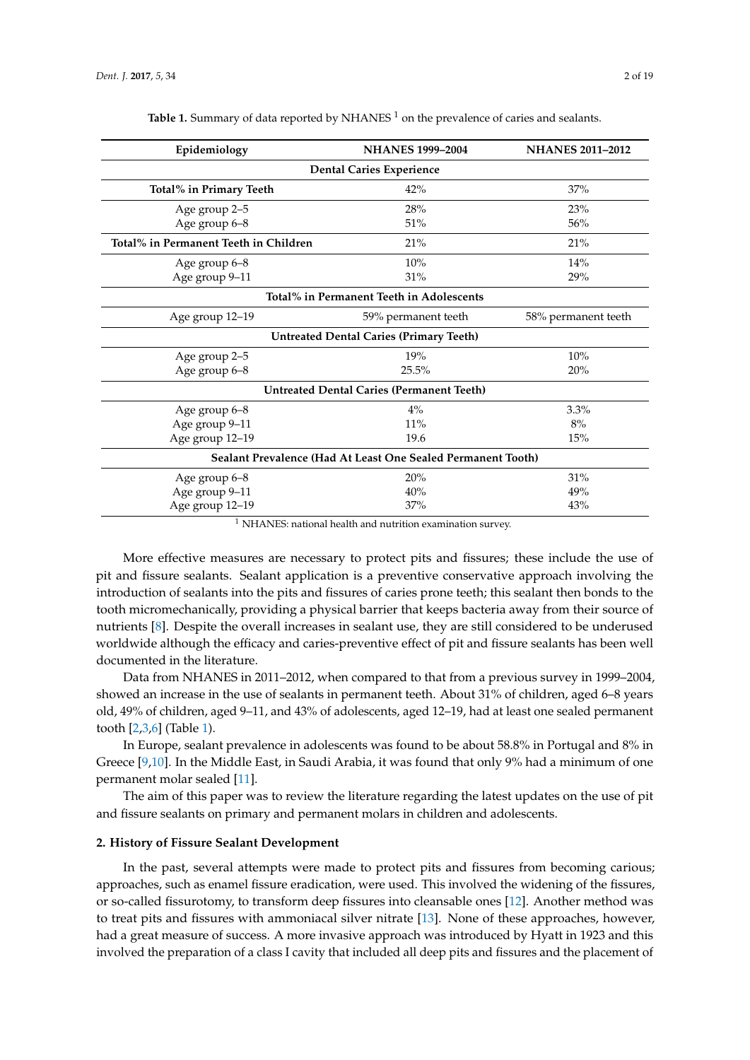**Table 1.** Summary of data reported by NHANES [1] on the prevalence of caries and sealants.

| Epidemiology | NHANES 1999–2004 | NHANES 2011–2012 |
| --- | --- | --- |
| **Dental Caries Experience** | | |
| **Total% in Primary Teeth** | 42% | 37% |
| Age group 2–5 | 28% | 23% |
| Age group 6–8 | 51% | 56% |
| **Total% in Permanent Teeth in Children** | 21% | 21% |
| Age group 6–8 | 10% | 14% |
| Age group 9–11 | 31% | 29% |
| **Total% in Permanent Teeth in Adolescents** | | |
| Age group 12–19 | 59% permanent teeth | 58% permanent teeth |
| **Untreated Dental Caries (Primary Teeth)** | | |
| Age group 2–5 | 19% | 10% |
| Age group 6–8 | 25.5% | 20% |
| **Untreated Dental Caries (Permanent Teeth)** | | |
| Age group 6–8 | 4% | 3.3% |
| Age group 9–11 | 11% | 8% |
| Age group 12–19 | 19.6 | 15% |
| **Sealant Prevalence (Had At Least One Sealed Permanent Tooth)** | | |
| Age group 6–8 | 20% | 31% |
| Age group 9–11 | 40% | 49% |
| Age group 12–19 | 37% | 43% |

[1] NHANES: national health and nutrition examination survey.

More effective measures are necessary to protect pits and fissures; these include the use of pit and fissure sealants. Sealant application is a preventive conservative approach involving the introduction of sealants into the pits and fissures of caries prone teeth; this sealant then bonds to the tooth micromechanically, providing a physical barrier that keeps bacteria away from their source of nutrients [8]. Despite the overall increases in sealant use, they are still considered to be underused worldwide although the efficacy and caries-preventive effect of pit and fissure sealants has been well documented in the literature.

Data from NHANES in 2011–2012, when compared to that from a previous survey in 1999–2004, showed an increase in the use of sealants in permanent teeth. About 31% of children, aged 6–8 years old, 49% of children, aged 9–11, and 43% of adolescents, aged 12–19, had at least one sealed permanent tooth [2,3,6] (Table 1).

In Europe, sealant prevalence in adolescents was found to be about 58.8% in Portugal and 8% in Greece [9,10]. In the Middle East, in Saudi Arabia, it was found that only 9% had a minimum of one permanent molar sealed [11].

The aim of this paper was to review the literature regarding the latest updates on the use of pit and fissure sealants on primary and permanent molars in children and adolescents.

## 2. History of Fissure Sealant Development

In the past, several attempts were made to protect pits and fissures from becoming carious; approaches, such as enamel fissure eradication, were used. This involved the widening of the fissures, or so-called fissurotomy, to transform deep fissures into cleansable ones [12]. Another method was to treat pits and fissures with ammoniacal silver nitrate [13]. None of these approaches, however, had a great measure of success. A more invasive approach was introduced by Hyatt in 1923 and this involved the preparation of a class I cavity that included all deep pits and fissures and the placement of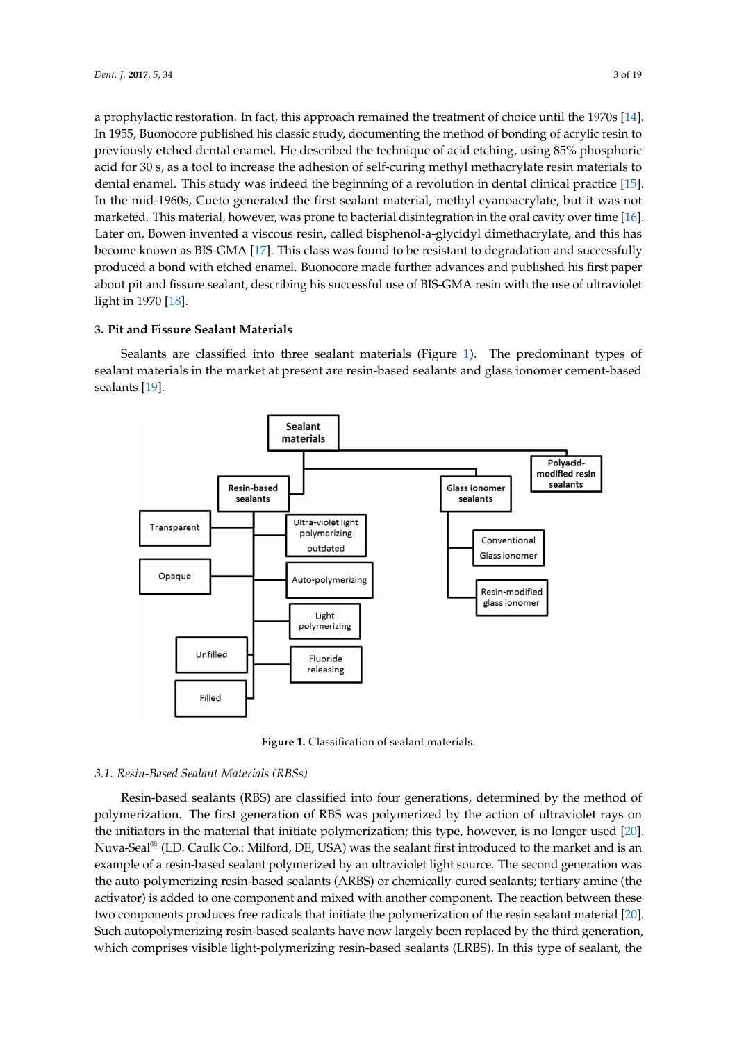a prophylactic restoration. In fact, this approach remained the treatment of choice until the 1970s [14]. In 1955, Buonocore published his classic study, documenting the method of bonding of acrylic resin to previously etched dental enamel. He described the technique of acid etching, using 85% phosphoric acid for 30 s, as a tool to increase the adhesion of self-curing methyl methacrylate resin materials to dental enamel. This study was indeed the beginning of a revolution in dental clinical practice [15]. In the mid-1960s, Cueto generated the first sealant material, methyl cyanoacrylate, but it was not marketed. This material, however, was prone to bacterial disintegration in the oral cavity over time [16]. Later on, Bowen invented a viscous resin, called bisphenol-a-glycidyl dimethacrylate, and this has become known as BIS-GMA [17]. This class was found to be resistant to degradation and successfully produced a bond with etched enamel. Buonocore made further advances and published his first paper about pit and fissure sealant, describing his successful use of BIS-GMA resin with the use of ultraviolet light in 1970 [18].

## 3. Pit and Fissure Sealant Materials

Sealants are classified into three sealant materials (Figure 1). The predominant types of sealant materials in the market at present are resin-based sealants and glass ionomer cement-based sealants [19].

Sealant materials
- Resin-based sealants
  - Transparent
  - Opaque
  - Unfilled
  - Filled
  - Ultra-violet light polymerizing outdated
  - Auto-polymerizing
  - Light polymerizing
  - Fluoride releasing
- Glass ionomer sealants
  - Conventional Glass ionomer
  - Resin-modified glass ionomer
- Polyacid-modified resin sealants

**Figure 1.** Classification of sealant materials.

### *3.1. Resin-Based Sealant Materials (RBSs)*

Resin-based sealants (RBS) are classified into four generations, determined by the method of polymerization. The first generation of RBS was polymerized by the action of ultraviolet rays on the initiators in the material that initiate polymerization; this type, however, is no longer used [20]. Nuva-Seal® (LD. Caulk Co.: Milford, DE, USA) was the sealant first introduced to the market and is an example of a resin-based sealant polymerized by an ultraviolet light source. The second generation was the auto-polymerizing resin-based sealants (ARBS) or chemically-cured sealants; tertiary amine (the activator) is added to one component and mixed with another component. The reaction between these two components produces free radicals that initiate the polymerization of the resin sealant material [20]. Such autopolymerizing resin-based sealants have now largely been replaced by the third generation, which comprises visible light-polymerizing resin-based sealants (LRBS). In this type of sealant, the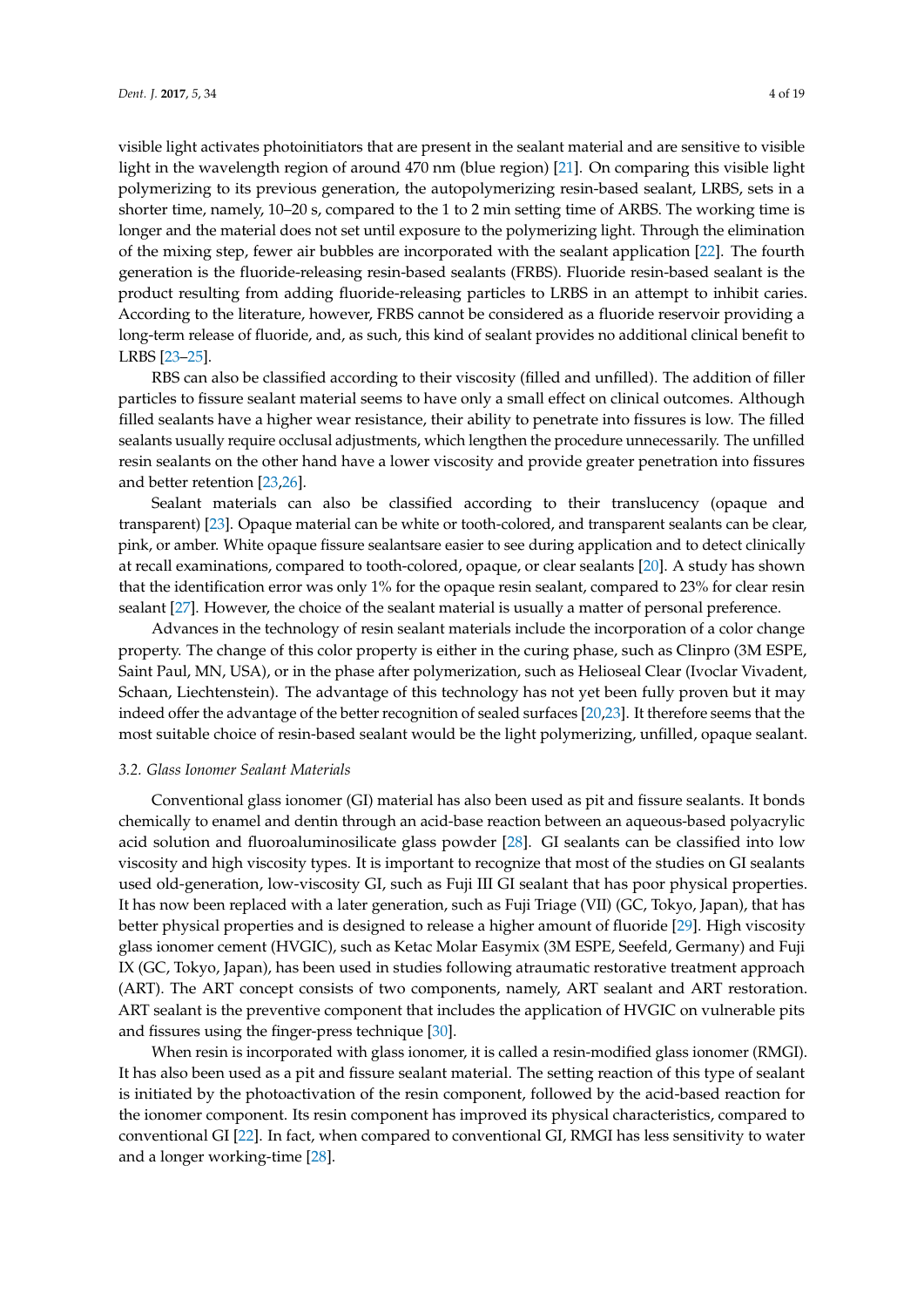visible light activates photoinitiators that are present in the sealant material and are sensitive to visible light in the wavelength region of around 470 nm (blue region) [21]. On comparing this visible light polymerizing to its previous generation, the autopolymerizing resin-based sealant, LRBS, sets in a shorter time, namely, 10–20 s, compared to the 1 to 2 min setting time of ARBS. The working time is longer and the material does not set until exposure to the polymerizing light. Through the elimination of the mixing step, fewer air bubbles are incorporated with the sealant application [22]. The fourth generation is the fluoride-releasing resin-based sealants (FRBS). Fluoride resin-based sealant is the product resulting from adding fluoride-releasing particles to LRBS in an attempt to inhibit caries. According to the literature, however, FRBS cannot be considered as a fluoride reservoir providing a long-term release of fluoride, and, as such, this kind of sealant provides no additional clinical benefit to LRBS [23–25].

RBS can also be classified according to their viscosity (filled and unfilled). The addition of filler particles to fissure sealant material seems to have only a small effect on clinical outcomes. Although filled sealants have a higher wear resistance, their ability to penetrate into fissures is low. The filled sealants usually require occlusal adjustments, which lengthen the procedure unnecessarily. The unfilled resin sealants on the other hand have a lower viscosity and provide greater penetration into fissures and better retention [23,26].

Sealant materials can also be classified according to their translucency (opaque and transparent) [23]. Opaque material can be white or tooth-colored, and transparent sealants can be clear, pink, or amber. White opaque fissure sealantsare easier to see during application and to detect clinically at recall examinations, compared to tooth-colored, opaque, or clear sealants [20]. A study has shown that the identification error was only 1% for the opaque resin sealant, compared to 23% for clear resin sealant [27]. However, the choice of the sealant material is usually a matter of personal preference.

Advances in the technology of resin sealant materials include the incorporation of a color change property. The change of this color property is either in the curing phase, such as Clinpro (3M ESPE, Saint Paul, MN, USA), or in the phase after polymerization, such as Helioseal Clear (Ivoclar Vivadent, Schaan, Liechtenstein). The advantage of this technology has not yet been fully proven but it may indeed offer the advantage of the better recognition of sealed surfaces [20,23]. It therefore seems that the most suitable choice of resin-based sealant would be the light polymerizing, unfilled, opaque sealant.

### 3.2. Glass Ionomer Sealant Materials

Conventional glass ionomer (GI) material has also been used as pit and fissure sealants. It bonds chemically to enamel and dentin through an acid-base reaction between an aqueous-based polyacrylic acid solution and fluoroaluminosilicate glass powder [28]. GI sealants can be classified into low viscosity and high viscosity types. It is important to recognize that most of the studies on GI sealants used old-generation, low-viscosity GI, such as Fuji III GI sealant that has poor physical properties. It has now been replaced with a later generation, such as Fuji Triage (VII) (GC, Tokyo, Japan), that has better physical properties and is designed to release a higher amount of fluoride [29]. High viscosity glass ionomer cement (HVGIC), such as Ketac Molar Easymix (3M ESPE, Seefeld, Germany) and Fuji IX (GC, Tokyo, Japan), has been used in studies following atraumatic restorative treatment approach (ART). The ART concept consists of two components, namely, ART sealant and ART restoration. ART sealant is the preventive component that includes the application of HVGIC on vulnerable pits and fissures using the finger-press technique [30].

When resin is incorporated with glass ionomer, it is called a resin-modified glass ionomer (RMGI). It has also been used as a pit and fissure sealant material. The setting reaction of this type of sealant is initiated by the photoactivation of the resin component, followed by the acid-based reaction for the ionomer component. Its resin component has improved its physical characteristics, compared to conventional GI [22]. In fact, when compared to conventional GI, RMGI has less sensitivity to water and a longer working-time [28].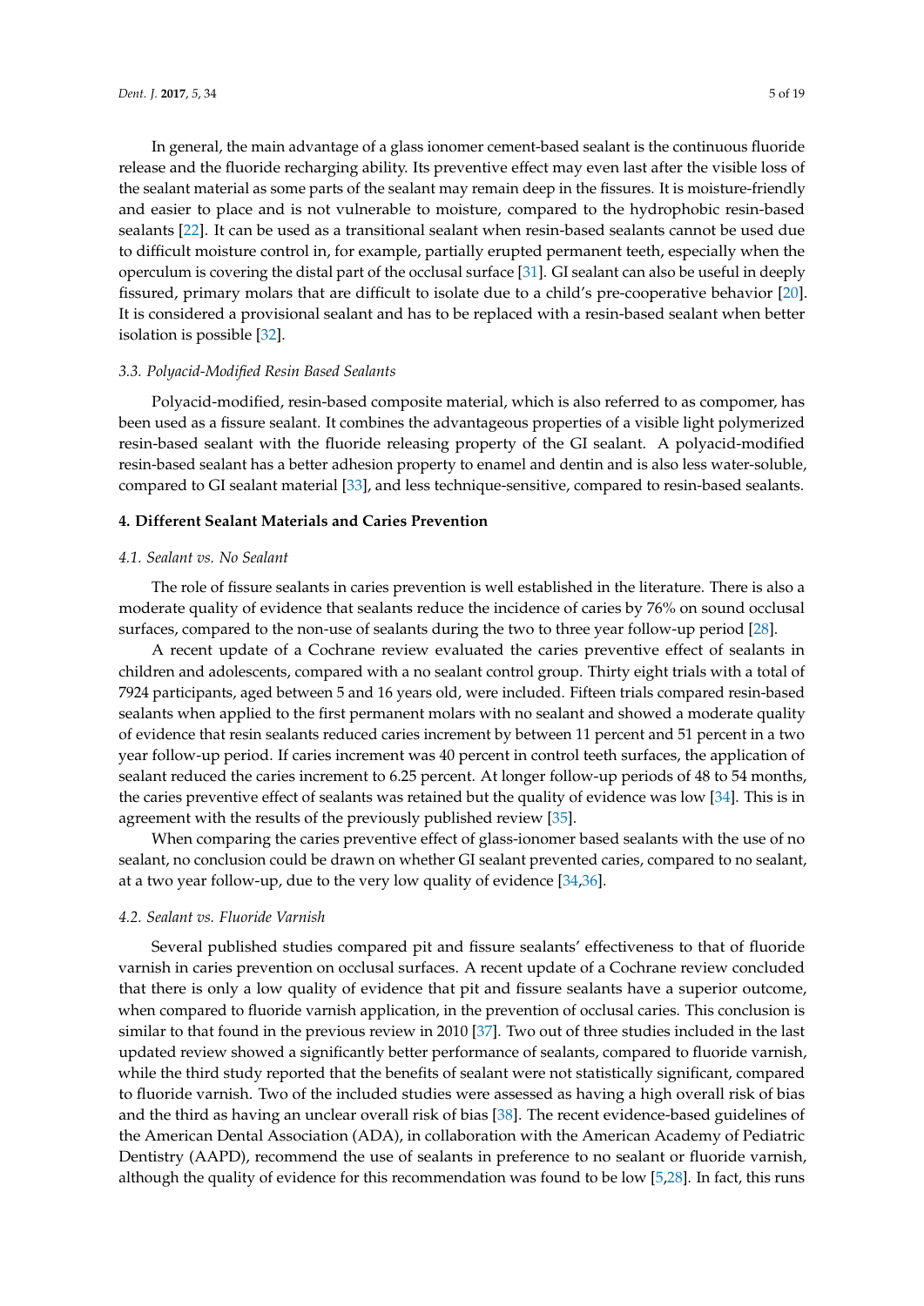In general, the main advantage of a glass ionomer cement-based sealant is the continuous fluoride release and the fluoride recharging ability. Its preventive effect may even last after the visible loss of the sealant material as some parts of the sealant may remain deep in the fissures. It is moisture-friendly and easier to place and is not vulnerable to moisture, compared to the hydrophobic resin-based sealants [22]. It can be used as a transitional sealant when resin-based sealants cannot be used due to difficult moisture control in, for example, partially erupted permanent teeth, especially when the operculum is covering the distal part of the occlusal surface [31]. GI sealant can also be useful in deeply fissured, primary molars that are difficult to isolate due to a child's pre-cooperative behavior [20]. It is considered a provisional sealant and has to be replaced with a resin-based sealant when better isolation is possible [32].

### *3.3. Polyacid-Modified Resin Based Sealants*

Polyacid-modified, resin-based composite material, which is also referred to as compomer, has been used as a fissure sealant. It combines the advantageous properties of a visible light polymerized resin-based sealant with the fluoride releasing property of the GI sealant. A polyacid-modified resin-based sealant has a better adhesion property to enamel and dentin and is also less water-soluble, compared to GI sealant material [33], and less technique-sensitive, compared to resin-based sealants.

## **4. Different Sealant Materials and Caries Prevention**

### *4.1. Sealant vs. No Sealant*

The role of fissure sealants in caries prevention is well established in the literature. There is also a moderate quality of evidence that sealants reduce the incidence of caries by 76% on sound occlusal surfaces, compared to the non-use of sealants during the two to three year follow-up period [28].

A recent update of a Cochrane review evaluated the caries preventive effect of sealants in children and adolescents, compared with a no sealant control group. Thirty eight trials with a total of 7924 participants, aged between 5 and 16 years old, were included. Fifteen trials compared resin-based sealants when applied to the first permanent molars with no sealant and showed a moderate quality of evidence that resin sealants reduced caries increment by between 11 percent and 51 percent in a two year follow-up period. If caries increment was 40 percent in control teeth surfaces, the application of sealant reduced the caries increment to 6.25 percent. At longer follow-up periods of 48 to 54 months, the caries preventive effect of sealants was retained but the quality of evidence was low [34]. This is in agreement with the results of the previously published review [35].

When comparing the caries preventive effect of glass-ionomer based sealants with the use of no sealant, no conclusion could be drawn on whether GI sealant prevented caries, compared to no sealant, at a two year follow-up, due to the very low quality of evidence [34,36].

### *4.2. Sealant vs. Fluoride Varnish*

Several published studies compared pit and fissure sealants' effectiveness to that of fluoride varnish in caries prevention on occlusal surfaces. A recent update of a Cochrane review concluded that there is only a low quality of evidence that pit and fissure sealants have a superior outcome, when compared to fluoride varnish application, in the prevention of occlusal caries. This conclusion is similar to that found in the previous review in 2010 [37]. Two out of three studies included in the last updated review showed a significantly better performance of sealants, compared to fluoride varnish, while the third study reported that the benefits of sealant were not statistically significant, compared to fluoride varnish. Two of the included studies were assessed as having a high overall risk of bias and the third as having an unclear overall risk of bias [38]. The recent evidence-based guidelines of the American Dental Association (ADA), in collaboration with the American Academy of Pediatric Dentistry (AAPD), recommend the use of sealants in preference to no sealant or fluoride varnish, although the quality of evidence for this recommendation was found to be low [5,28]. In fact, this runs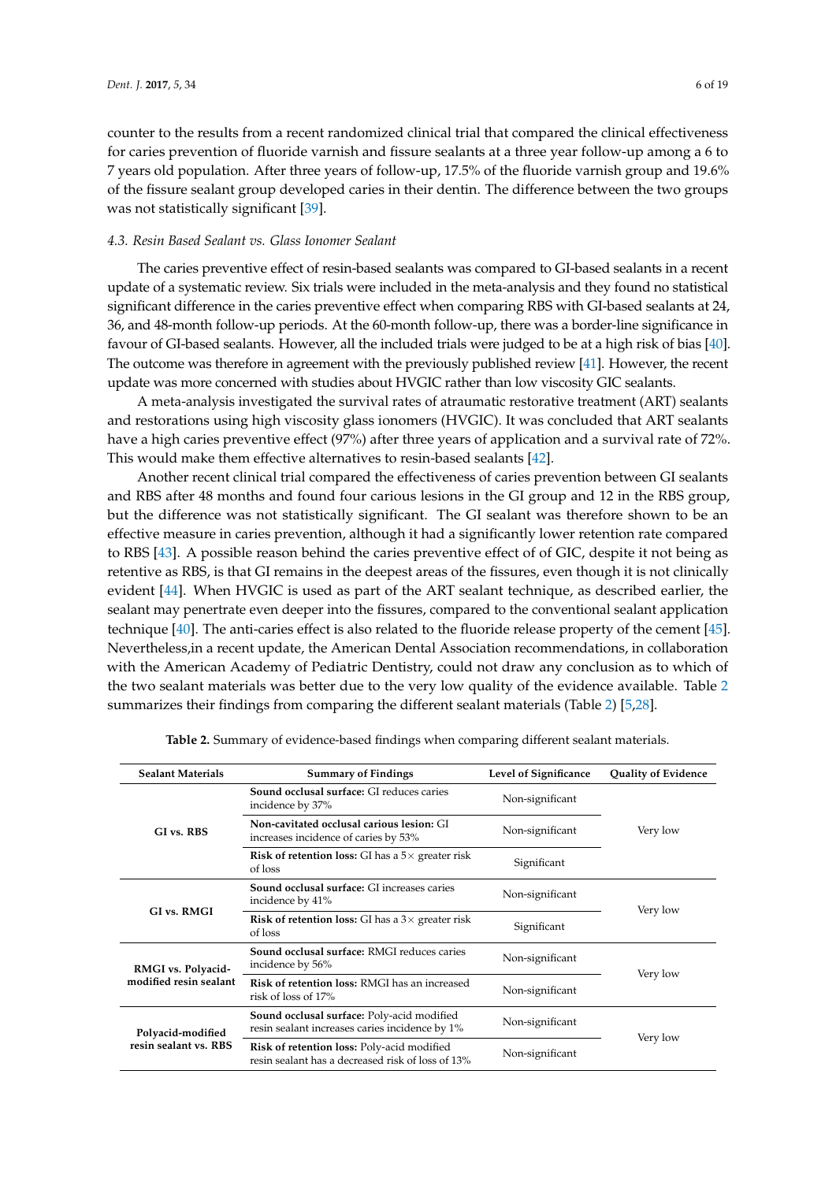counter to the results from a recent randomized clinical trial that compared the clinical effectiveness for caries prevention of fluoride varnish and fissure sealants at a three year follow-up among a 6 to 7 years old population. After three years of follow-up, 17.5% of the fluoride varnish group and 19.6% of the fissure sealant group developed caries in their dentin. The difference between the two groups was not statistically significant [39].

### *4.3. Resin Based Sealant vs. Glass Ionomer Sealant*

The caries preventive effect of resin-based sealants was compared to GI-based sealants in a recent update of a systematic review. Six trials were included in the meta-analysis and they found no statistical significant difference in the caries preventive effect when comparing RBS with GI-based sealants at 24, 36, and 48-month follow-up periods. At the 60-month follow-up, there was a border-line significance in favour of GI-based sealants. However, all the included trials were judged to be at a high risk of bias [40]. The outcome was therefore in agreement with the previously published review [41]. However, the recent update was more concerned with studies about HVGIC rather than low viscosity GIC sealants.

A meta-analysis investigated the survival rates of atraumatic restorative treatment (ART) sealants and restorations using high viscosity glass ionomers (HVGIC). It was concluded that ART sealants have a high caries preventive effect (97%) after three years of application and a survival rate of 72%. This would make them effective alternatives to resin-based sealants [42].

Another recent clinical trial compared the effectiveness of caries prevention between GI sealants and RBS after 48 months and found four carious lesions in the GI group and 12 in the RBS group, but the difference was not statistically significant. The GI sealant was therefore shown to be an effective measure in caries prevention, although it had a significantly lower retention rate compared to RBS [43]. A possible reason behind the caries preventive effect of of GIC, despite it not being as retentive as RBS, is that GI remains in the deepest areas of the fissures, even though it is not clinically evident [44]. When HVGIC is used as part of the ART sealant technique, as described earlier, the sealant may penertrate even deeper into the fissures, compared to the conventional sealant application technique [40]. The anti-caries effect is also related to the fluoride release property of the cement [45]. Nevertheless,in a recent update, the American Dental Association recommendations, in collaboration with the American Academy of Pediatric Dentistry, could not draw any conclusion as to which of the two sealant materials was better due to the very low quality of the evidence available. Table 2 summarizes their findings from comparing the different sealant materials (Table 2) [5,28].

**Table 2.** Summary of evidence-based findings when comparing different sealant materials.

| Sealant Materials | Summary of Findings | Level of Significance | Quality of Evidence |
|---|---|---|---|
| **GI vs. RBS** | **Sound occlusal surface:** GI reduces caries incidence by 37% | Non-significant | Very low |
| | **Non-cavitated occlusal carious lesion:** GI increases incidence of caries by 53% | Non-significant | |
| | **Risk of retention loss:** GI has a 5× greater risk of loss | Significant | |
| **GI vs. RMGI** | **Sound occlusal surface:** GI increases caries incidence by 41% | Non-significant | Very low |
| | **Risk of retention loss:** GI has a 3× greater risk of loss | Significant | |
| **RMGI vs. Polyacid-modified resin sealant** | **Sound occlusal surface:** RMGI reduces caries incidence by 56% | Non-significant | Very low |
| | **Risk of retention loss:** RMGI has an increased risk of loss of 17% | Non-significant | |
| **Polyacid-modified resin sealant vs. RBS** | **Sound occlusal surface:** Poly-acid modified resin sealant increases caries incidence by 1% | Non-significant | Very low |
| | **Risk of retention loss:** Poly-acid modified resin sealant has a decreased risk of loss of 13% | Non-significant | |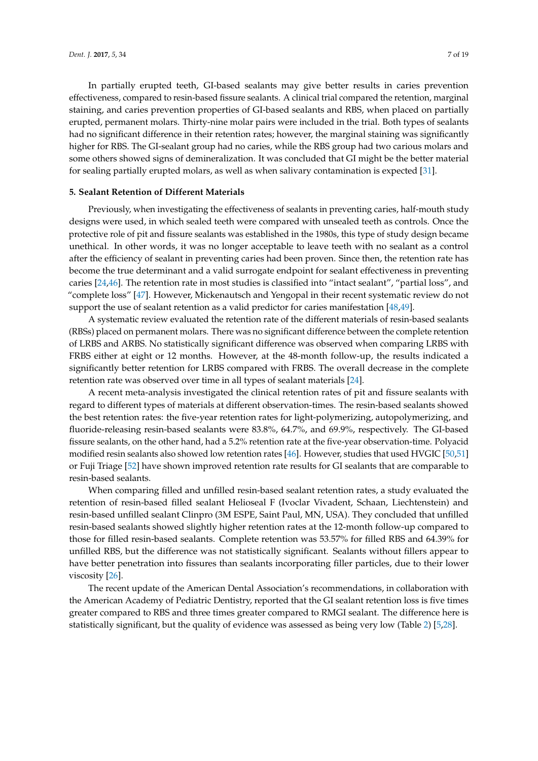In partially erupted teeth, GI-based sealants may give better results in caries prevention effectiveness, compared to resin-based fissure sealants. A clinical trial compared the retention, marginal staining, and caries prevention properties of GI-based sealants and RBS, when placed on partially erupted, permanent molars. Thirty-nine molar pairs were included in the trial. Both types of sealants had no significant difference in their retention rates; however, the marginal staining was significantly higher for RBS. The GI-sealant group had no caries, while the RBS group had two carious molars and some others showed signs of demineralization. It was concluded that GI might be the better material for sealing partially erupted molars, as well as when salivary contamination is expected [31].

## 5. Sealant Retention of Different Materials

Previously, when investigating the effectiveness of sealants in preventing caries, half-mouth study designs were used, in which sealed teeth were compared with unsealed teeth as controls. Once the protective role of pit and fissure sealants was established in the 1980s, this type of study design became unethical. In other words, it was no longer acceptable to leave teeth with no sealant as a control after the efficiency of sealant in preventing caries had been proven. Since then, the retention rate has become the true determinant and a valid surrogate endpoint for sealant effectiveness in preventing caries [24,46]. The retention rate in most studies is classified into "intact sealant", "partial loss", and "complete loss" [47]. However, Mickenautsch and Yengopal in their recent systematic review do not support the use of sealant retention as a valid predictor for caries manifestation [48,49].

A systematic review evaluated the retention rate of the different materials of resin-based sealants (RBSs) placed on permanent molars. There was no significant difference between the complete retention of LRBS and ARBS. No statistically significant difference was observed when comparing LRBS with FRBS either at eight or 12 months. However, at the 48-month follow-up, the results indicated a significantly better retention for LRBS compared with FRBS. The overall decrease in the complete retention rate was observed over time in all types of sealant materials [24].

A recent meta-analysis investigated the clinical retention rates of pit and fissure sealants with regard to different types of materials at different observation-times. The resin-based sealants showed the best retention rates: the five-year retention rates for light-polymerizing, autopolymerizing, and fluoride-releasing resin-based sealants were 83.8%, 64.7%, and 69.9%, respectively. The GI-based fissure sealants, on the other hand, had a 5.2% retention rate at the five-year observation-time. Polyacid modified resin sealants also showed low retention rates [46]. However, studies that used HVGIC [50,51] or Fuji Triage [52] have shown improved retention rate results for GI sealants that are comparable to resin-based sealants.

When comparing filled and unfilled resin-based sealant retention rates, a study evaluated the retention of resin-based filled sealant Helioseal F (Ivoclar Vivadent, Schaan, Liechtenstein) and resin-based unfilled sealant Clinpro (3M ESPE, Saint Paul, MN, USA). They concluded that unfilled resin-based sealants showed slightly higher retention rates at the 12-month follow-up compared to those for filled resin-based sealants. Complete retention was 53.57% for filled RBS and 64.39% for unfilled RBS, but the difference was not statistically significant. Sealants without fillers appear to have better penetration into fissures than sealants incorporating filler particles, due to their lower viscosity [26].

The recent update of the American Dental Association's recommendations, in collaboration with the American Academy of Pediatric Dentistry, reported that the GI sealant retention loss is five times greater compared to RBS and three times greater compared to RMGI sealant. The difference here is statistically significant, but the quality of evidence was assessed as being very low (Table 2) [5,28].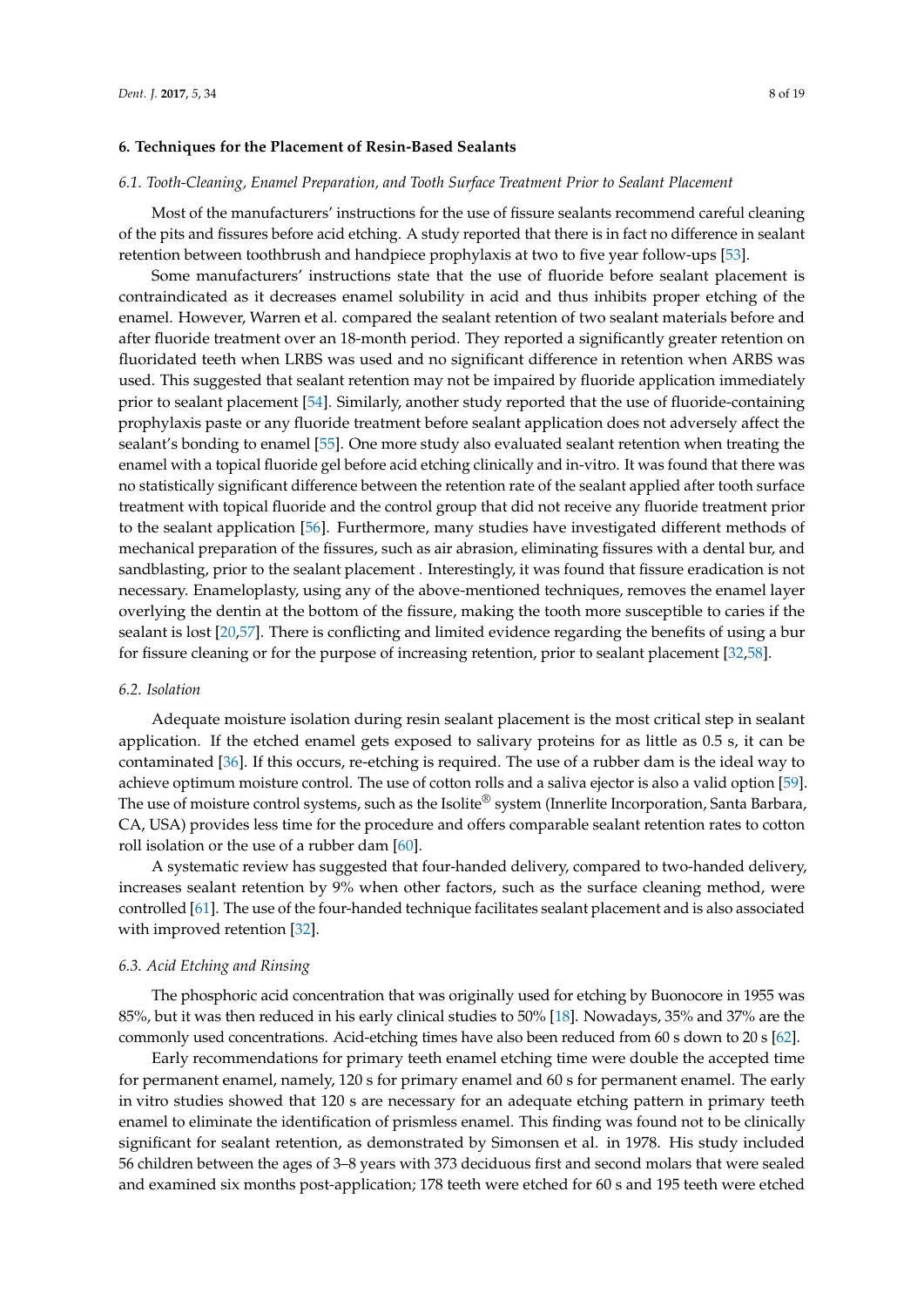## 6. Techniques for the Placement of Resin-Based Sealants

### *6.1. Tooth-Cleaning, Enamel Preparation, and Tooth Surface Treatment Prior to Sealant Placement*

Most of the manufacturers' instructions for the use of fissure sealants recommend careful cleaning of the pits and fissures before acid etching. A study reported that there is in fact no difference in sealant retention between toothbrush and handpiece prophylaxis at two to five year follow-ups [53].

Some manufacturers' instructions state that the use of fluoride before sealant placement is contraindicated as it decreases enamel solubility in acid and thus inhibits proper etching of the enamel. However, Warren et al. compared the sealant retention of two sealant materials before and after fluoride treatment over an 18-month period. They reported a significantly greater retention on fluoridated teeth when LRBS was used and no significant difference in retention when ARBS was used. This suggested that sealant retention may not be impaired by fluoride application immediately prior to sealant placement [54]. Similarly, another study reported that the use of fluoride-containing prophylaxis paste or any fluoride treatment before sealant application does not adversely affect the sealant's bonding to enamel [55]. One more study also evaluated sealant retention when treating the enamel with a topical fluoride gel before acid etching clinically and in-vitro. It was found that there was no statistically significant difference between the retention rate of the sealant applied after tooth surface treatment with topical fluoride and the control group that did not receive any fluoride treatment prior to the sealant application [56]. Furthermore, many studies have investigated different methods of mechanical preparation of the fissures, such as air abrasion, eliminating fissures with a dental bur, and sandblasting, prior to the sealant placement . Interestingly, it was found that fissure eradication is not necessary. Enameloplasty, using any of the above-mentioned techniques, removes the enamel layer overlying the dentin at the bottom of the fissure, making the tooth more susceptible to caries if the sealant is lost [20,57]. There is conflicting and limited evidence regarding the benefits of using a bur for fissure cleaning or for the purpose of increasing retention, prior to sealant placement [32,58].

### *6.2. Isolation*

Adequate moisture isolation during resin sealant placement is the most critical step in sealant application. If the etched enamel gets exposed to salivary proteins for as little as 0.5 s, it can be contaminated [36]. If this occurs, re-etching is required. The use of a rubber dam is the ideal way to achieve optimum moisture control. The use of cotton rolls and a saliva ejector is also a valid option [59]. The use of moisture control systems, such as the Isolite® system (Innerlite Incorporation, Santa Barbara, CA, USA) provides less time for the procedure and offers comparable sealant retention rates to cotton roll isolation or the use of a rubber dam [60].

A systematic review has suggested that four-handed delivery, compared to two-handed delivery, increases sealant retention by 9% when other factors, such as the surface cleaning method, were controlled [61]. The use of the four-handed technique facilitates sealant placement and is also associated with improved retention [32].

### *6.3. Acid Etching and Rinsing*

The phosphoric acid concentration that was originally used for etching by Buonocore in 1955 was 85%, but it was then reduced in his early clinical studies to 50% [18]. Nowadays, 35% and 37% are the commonly used concentrations. Acid-etching times have also been reduced from 60 s down to 20 s [62].

Early recommendations for primary teeth enamel etching time were double the accepted time for permanent enamel, namely, 120 s for primary enamel and 60 s for permanent enamel. The early in vitro studies showed that 120 s are necessary for an adequate etching pattern in primary teeth enamel to eliminate the identification of prismless enamel. This finding was found not to be clinically significant for sealant retention, as demonstrated by Simonsen et al. in 1978. His study included 56 children between the ages of 3–8 years with 373 deciduous first and second molars that were sealed and examined six months post-application; 178 teeth were etched for 60 s and 195 teeth were etched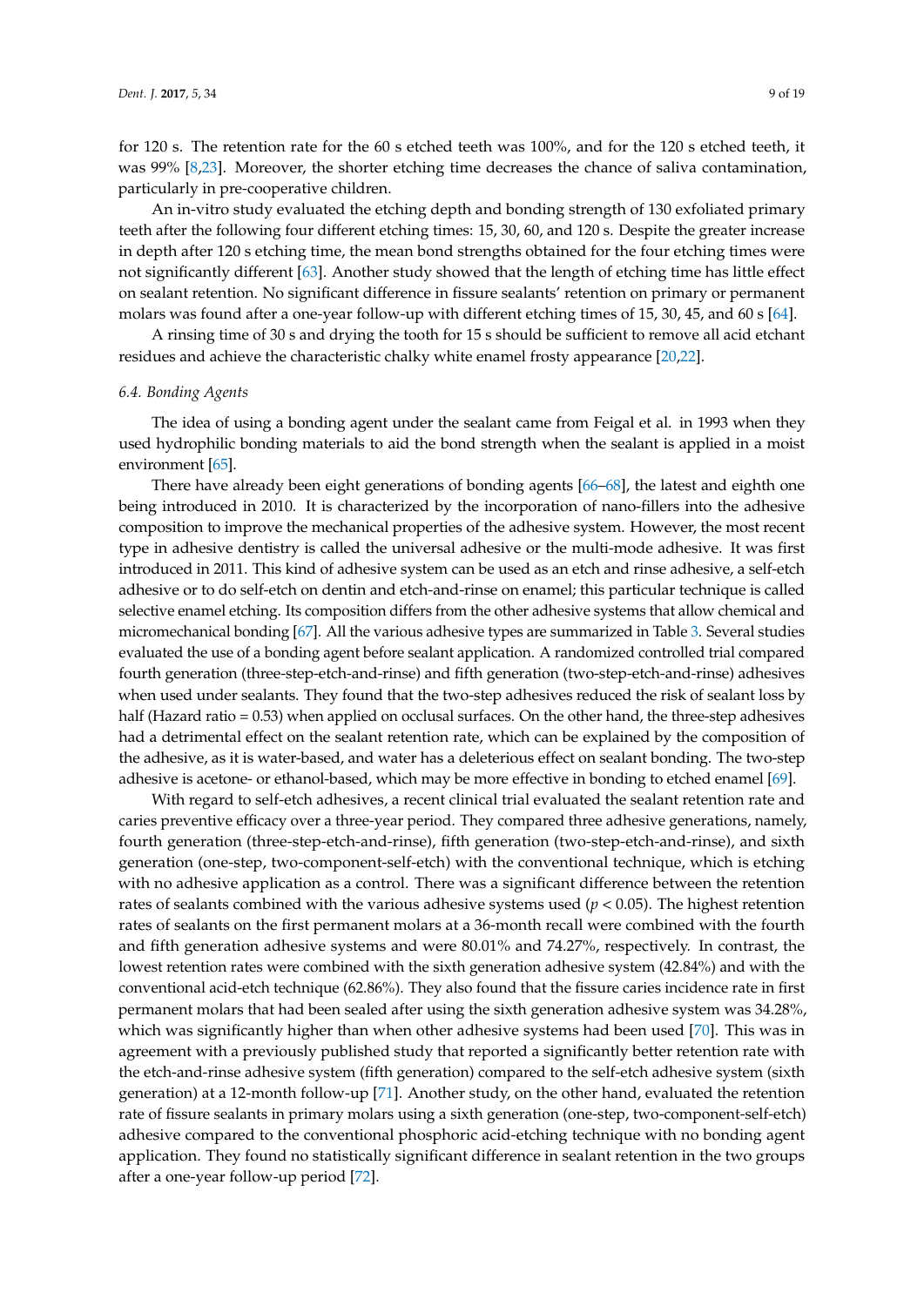for 120 s. The retention rate for the 60 s etched teeth was 100%, and for the 120 s etched teeth, it was 99% [8,23]. Moreover, the shorter etching time decreases the chance of saliva contamination, particularly in pre-cooperative children.

An in-vitro study evaluated the etching depth and bonding strength of 130 exfoliated primary teeth after the following four different etching times: 15, 30, 60, and 120 s. Despite the greater increase in depth after 120 s etching time, the mean bond strengths obtained for the four etching times were not significantly different [63]. Another study showed that the length of etching time has little effect on sealant retention. No significant difference in fissure sealants' retention on primary or permanent molars was found after a one-year follow-up with different etching times of 15, 30, 45, and 60 s [64].

A rinsing time of 30 s and drying the tooth for 15 s should be sufficient to remove all acid etchant residues and achieve the characteristic chalky white enamel frosty appearance [20,22].

### *6.4. Bonding Agents*

The idea of using a bonding agent under the sealant came from Feigal et al. in 1993 when they used hydrophilic bonding materials to aid the bond strength when the sealant is applied in a moist environment [65].

There have already been eight generations of bonding agents [66–68], the latest and eighth one being introduced in 2010. It is characterized by the incorporation of nano-fillers into the adhesive composition to improve the mechanical properties of the adhesive system. However, the most recent type in adhesive dentistry is called the universal adhesive or the multi-mode adhesive. It was first introduced in 2011. This kind of adhesive system can be used as an etch and rinse adhesive, a self-etch adhesive or to do self-etch on dentin and etch-and-rinse on enamel; this particular technique is called selective enamel etching. Its composition differs from the other adhesive systems that allow chemical and micromechanical bonding [67]. All the various adhesive types are summarized in Table 3. Several studies evaluated the use of a bonding agent before sealant application. A randomized controlled trial compared fourth generation (three-step-etch-and-rinse) and fifth generation (two-step-etch-and-rinse) adhesives when used under sealants. They found that the two-step adhesives reduced the risk of sealant loss by half (Hazard ratio = 0.53) when applied on occlusal surfaces. On the other hand, the three-step adhesives had a detrimental effect on the sealant retention rate, which can be explained by the composition of the adhesive, as it is water-based, and water has a deleterious effect on sealant bonding. The two-step adhesive is acetone- or ethanol-based, which may be more effective in bonding to etched enamel [69].

With regard to self-etch adhesives, a recent clinical trial evaluated the sealant retention rate and caries preventive efficacy over a three-year period. They compared three adhesive generations, namely, fourth generation (three-step-etch-and-rinse), fifth generation (two-step-etch-and-rinse), and sixth generation (one-step, two-component-self-etch) with the conventional technique, which is etching with no adhesive application as a control. There was a significant difference between the retention rates of sealants combined with the various adhesive systems used ($p < 0.05$). The highest retention rates of sealants on the first permanent molars at a 36-month recall were combined with the fourth and fifth generation adhesive systems and were 80.01% and 74.27%, respectively. In contrast, the lowest retention rates were combined with the sixth generation adhesive system (42.84%) and with the conventional acid-etch technique (62.86%). They also found that the fissure caries incidence rate in first permanent molars that had been sealed after using the sixth generation adhesive system was 34.28%, which was significantly higher than when other adhesive systems had been used [70]. This was in agreement with a previously published study that reported a significantly better retention rate with the etch-and-rinse adhesive system (fifth generation) compared to the self-etch adhesive system (sixth generation) at a 12-month follow-up [71]. Another study, on the other hand, evaluated the retention rate of fissure sealants in primary molars using a sixth generation (one-step, two-component-self-etch) adhesive compared to the conventional phosphoric acid-etching technique with no bonding agent application. They found no statistically significant difference in sealant retention in the two groups after a one-year follow-up period [72].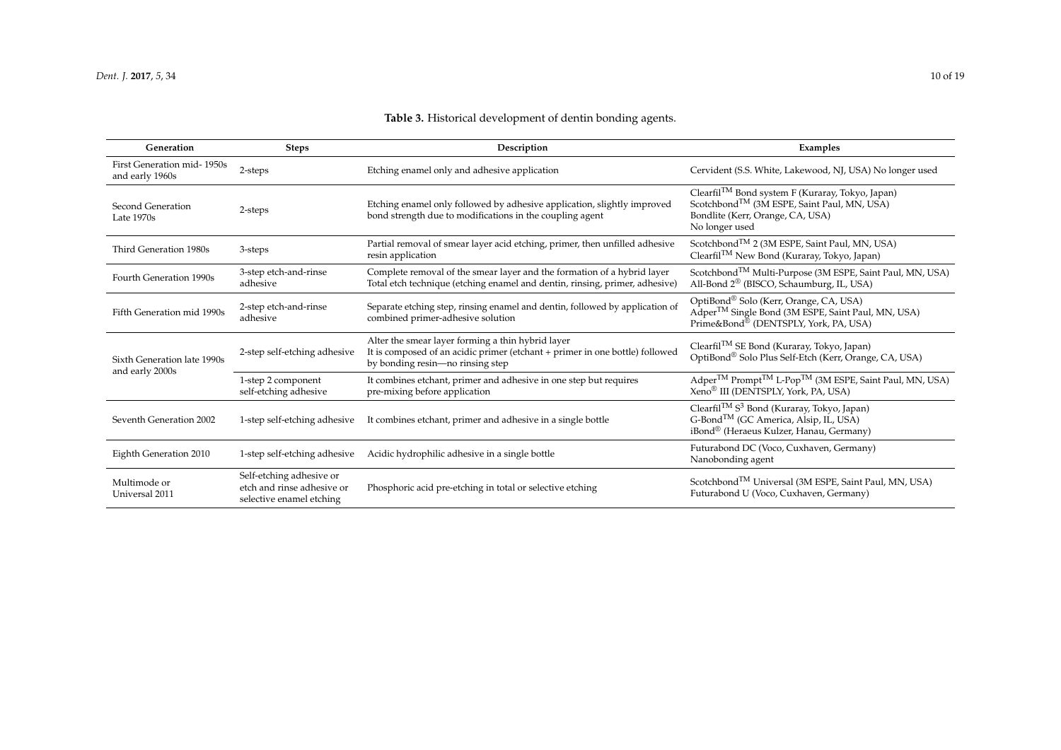**Table 3.** Historical development of dentin bonding agents.

| Generation | Steps | Description | Examples |
|---|---|---|---|
| First Generation mid- 1950s and early 1960s | 2-steps | Etching enamel only and adhesive application | Cervident (S.S. White, Lakewood, NJ, USA) No longer used |
| Second Generation Late 1970s | 2-steps | Etching enamel only followed by adhesive application, slightly improved bond strength due to modifications in the coupling agent | Clearfil™ Bond system F (Kuraray, Tokyo, Japan)<br>Scotchbond™ (3M ESPE, Saint Paul, MN, USA)<br>Bondlite (Kerr, Orange, CA, USA)<br>No longer used |
| Third Generation 1980s | 3-steps | Partial removal of smear layer acid etching, primer, then unfilled adhesive resin application | Scotchbond™ 2 (3M ESPE, Saint Paul, MN, USA)<br>Clearfil™ New Bond (Kuraray, Tokyo, Japan) |
| Fourth Generation 1990s | 3-step etch-and-rinse adhesive | Complete removal of the smear layer and the formation of a hybrid layer<br>Total etch technique (etching enamel and dentin, rinsing, primer, adhesive) | Scotchbond™ Multi-Purpose (3M ESPE, Saint Paul, MN, USA)<br>All-Bond 2® (BISCO, Schaumburg, IL, USA) |
| Fifth Generation mid 1990s | 2-step etch-and-rinse adhesive | Separate etching step, rinsing enamel and dentin, followed by application of combined primer-adhesive solution | OptiBond® Solo (Kerr, Orange, CA, USA)<br>Adper™ Single Bond (3M ESPE, Saint Paul, MN, USA)<br>Prime&Bond® (DENTSPLY, York, PA, USA) |
| Sixth Generation late 1990s and early 2000s | 2-step self-etching adhesive | Alter the smear layer forming a thin hybrid layer<br>It is composed of an acidic primer (etchant + primer in one bottle) followed by bonding resin—no rinsing step | Clearfil™ SE Bond (Kuraray, Tokyo, Japan)<br>OptiBond® Solo Plus Self-Etch (Kerr, Orange, CA, USA) |
| | 1-step 2 component self-etching adhesive | It combines etchant, primer and adhesive in one step but requires pre-mixing before application | Adper™ Prompt™ L-Pop™ (3M ESPE, Saint Paul, MN, USA)<br>Xeno® III (DENTSPLY, York, PA, USA) |
| Seventh Generation 2002 | 1-step self-etching adhesive | It combines etchant, primer and adhesive in a single bottle | Clearfil™ $S^3$ Bond (Kuraray, Tokyo, Japan)<br>G-Bond™ (GC America, Alsip, IL, USA)<br>iBond® (Heraeus Kulzer, Hanau, Germany) |
| Eighth Generation 2010 | 1-step self-etching adhesive | Acidic hydrophilic adhesive in a single bottle | Futurabond DC (Voco, Cuxhaven, Germany)<br>Nanobonding agent |
| Multimode or Universal 2011 | Self-etching adhesive or etch and rinse adhesive or selective enamel etching | Phosphoric acid pre-etching in total or selective etching | Scotchbond™ Universal (3M ESPE, Saint Paul, MN, USA)<br>Futurabond U (Voco, Cuxhaven, Germany) |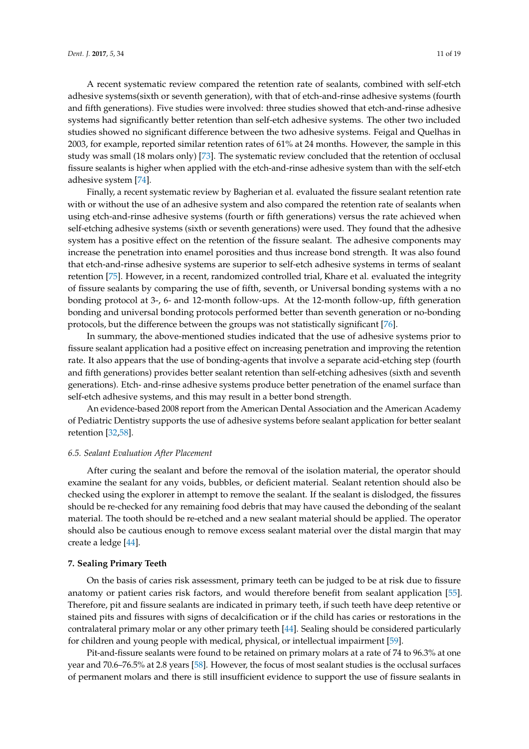A recent systematic review compared the retention rate of sealants, combined with self-etch adhesive systems(sixth or seventh generation), with that of etch-and-rinse adhesive systems (fourth and fifth generations). Five studies were involved: three studies showed that etch-and-rinse adhesive systems had significantly better retention than self-etch adhesive systems. The other two included studies showed no significant difference between the two adhesive systems. Feigal and Quelhas in 2003, for example, reported similar retention rates of 61% at 24 months. However, the sample in this study was small (18 molars only) [73]. The systematic review concluded that the retention of occlusal fissure sealants is higher when applied with the etch-and-rinse adhesive system than with the self-etch adhesive system [74].

Finally, a recent systematic review by Bagherian et al. evaluated the fissure sealant retention rate with or without the use of an adhesive system and also compared the retention rate of sealants when using etch-and-rinse adhesive systems (fourth or fifth generations) versus the rate achieved when self-etching adhesive systems (sixth or seventh generations) were used. They found that the adhesive system has a positive effect on the retention of the fissure sealant. The adhesive components may increase the penetration into enamel porosities and thus increase bond strength. It was also found that etch-and-rinse adhesive systems are superior to self-etch adhesive systems in terms of sealant retention [75]. However, in a recent, randomized controlled trial, Khare et al. evaluated the integrity of fissure sealants by comparing the use of fifth, seventh, or Universal bonding systems with a no bonding protocol at 3-, 6- and 12-month follow-ups. At the 12-month follow-up, fifth generation bonding and universal bonding protocols performed better than seventh generation or no-bonding protocols, but the difference between the groups was not statistically significant [76].

In summary, the above-mentioned studies indicated that the use of adhesive systems prior to fissure sealant application had a positive effect on increasing penetration and improving the retention rate. It also appears that the use of bonding-agents that involve a separate acid-etching step (fourth and fifth generations) provides better sealant retention than self-etching adhesives (sixth and seventh generations). Etch- and-rinse adhesive systems produce better penetration of the enamel surface than self-etch adhesive systems, and this may result in a better bond strength.

An evidence-based 2008 report from the American Dental Association and the American Academy of Pediatric Dentistry supports the use of adhesive systems before sealant application for better sealant retention [32,58].

### 6.5. Sealant Evaluation After Placement

After curing the sealant and before the removal of the isolation material, the operator should examine the sealant for any voids, bubbles, or deficient material. Sealant retention should also be checked using the explorer in attempt to remove the sealant. If the sealant is dislodged, the fissures should be re-checked for any remaining food debris that may have caused the debonding of the sealant material. The tooth should be re-etched and a new sealant material should be applied. The operator should also be cautious enough to remove excess sealant material over the distal margin that may create a ledge [44].

## 7. Sealing Primary Teeth

On the basis of caries risk assessment, primary teeth can be judged to be at risk due to fissure anatomy or patient caries risk factors, and would therefore benefit from sealant application [55]. Therefore, pit and fissure sealants are indicated in primary teeth, if such teeth have deep retentive or stained pits and fissures with signs of decalcification or if the child has caries or restorations in the contralateral primary molar or any other primary teeth [44]. Sealing should be considered particularly for children and young people with medical, physical, or intellectual impairment [59].

Pit-and-fissure sealants were found to be retained on primary molars at a rate of 74 to 96.3% at one year and 70.6–76.5% at 2.8 years [58]. However, the focus of most sealant studies is the occlusal surfaces of permanent molars and there is still insufficient evidence to support the use of fissure sealants in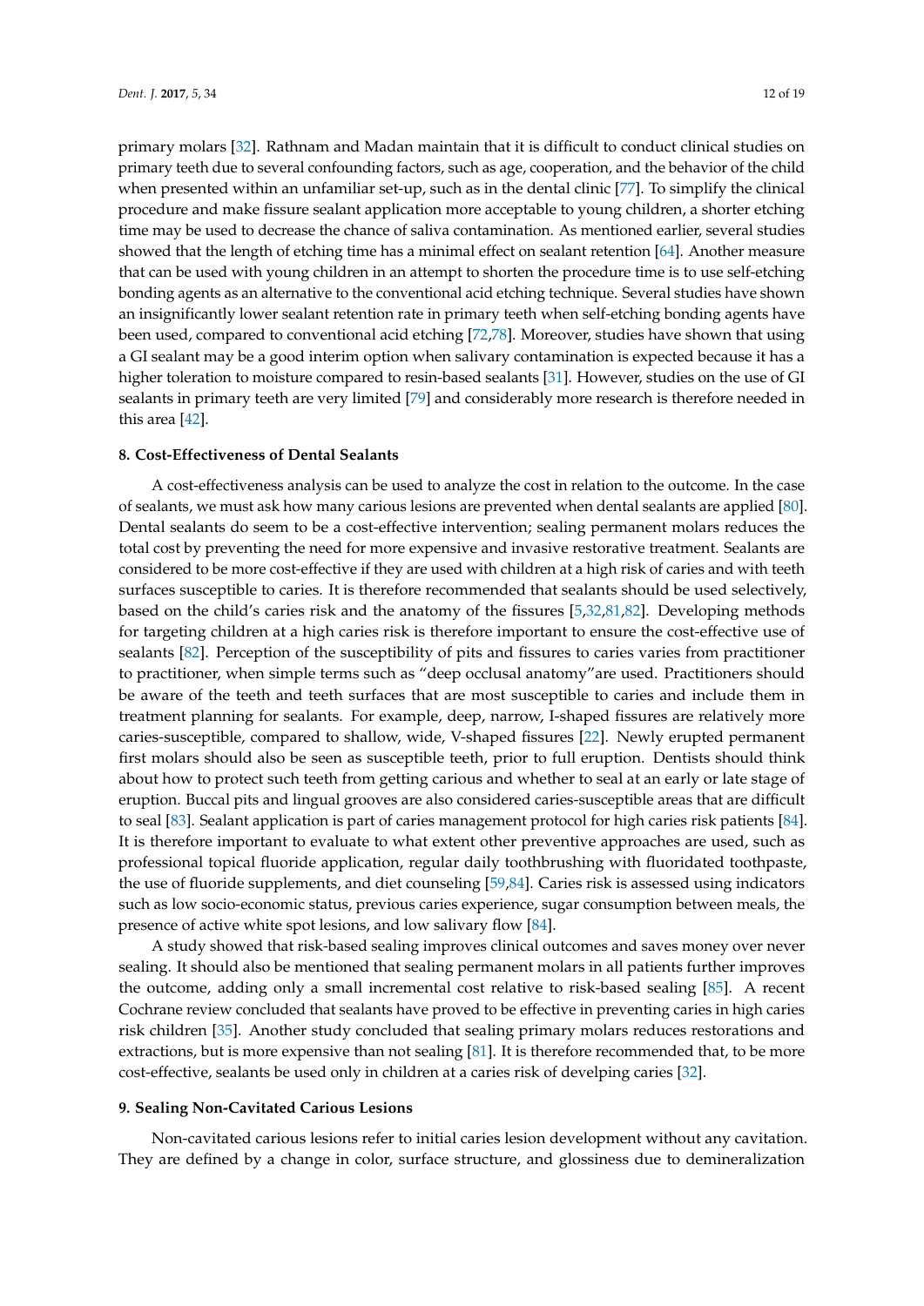primary molars [32]. Rathnam and Madan maintain that it is difficult to conduct clinical studies on primary teeth due to several confounding factors, such as age, cooperation, and the behavior of the child when presented within an unfamiliar set-up, such as in the dental clinic [77]. To simplify the clinical procedure and make fissure sealant application more acceptable to young children, a shorter etching time may be used to decrease the chance of saliva contamination. As mentioned earlier, several studies showed that the length of etching time has a minimal effect on sealant retention [64]. Another measure that can be used with young children in an attempt to shorten the procedure time is to use self-etching bonding agents as an alternative to the conventional acid etching technique. Several studies have shown an insignificantly lower sealant retention rate in primary teeth when self-etching bonding agents have been used, compared to conventional acid etching [72,78]. Moreover, studies have shown that using a GI sealant may be a good interim option when salivary contamination is expected because it has a higher toleration to moisture compared to resin-based sealants [31]. However, studies on the use of GI sealants in primary teeth are very limited [79] and considerably more research is therefore needed in this area [42].

## 8. Cost-Effectiveness of Dental Sealants

A cost-effectiveness analysis can be used to analyze the cost in relation to the outcome. In the case of sealants, we must ask how many carious lesions are prevented when dental sealants are applied [80]. Dental sealants do seem to be a cost-effective intervention; sealing permanent molars reduces the total cost by preventing the need for more expensive and invasive restorative treatment. Sealants are considered to be more cost-effective if they are used with children at a high risk of caries and with teeth surfaces susceptible to caries. It is therefore recommended that sealants should be used selectively, based on the child's caries risk and the anatomy of the fissures [5,32,81,82]. Developing methods for targeting children at a high caries risk is therefore important to ensure the cost-effective use of sealants [82]. Perception of the susceptibility of pits and fissures to caries varies from practitioner to practitioner, when simple terms such as "deep occlusal anatomy"are used. Practitioners should be aware of the teeth and teeth surfaces that are most susceptible to caries and include them in treatment planning for sealants. For example, deep, narrow, I-shaped fissures are relatively more caries-susceptible, compared to shallow, wide, V-shaped fissures [22]. Newly erupted permanent first molars should also be seen as susceptible teeth, prior to full eruption. Dentists should think about how to protect such teeth from getting carious and whether to seal at an early or late stage of eruption. Buccal pits and lingual grooves are also considered caries-susceptible areas that are difficult to seal [83]. Sealant application is part of caries management protocol for high caries risk patients [84]. It is therefore important to evaluate to what extent other preventive approaches are used, such as professional topical fluoride application, regular daily toothbrushing with fluoridated toothpaste, the use of fluoride supplements, and diet counseling [59,84]. Caries risk is assessed using indicators such as low socio-economic status, previous caries experience, sugar consumption between meals, the presence of active white spot lesions, and low salivary flow [84].

A study showed that risk-based sealing improves clinical outcomes and saves money over never sealing. It should also be mentioned that sealing permanent molars in all patients further improves the outcome, adding only a small incremental cost relative to risk-based sealing [85]. A recent Cochrane review concluded that sealants have proved to be effective in preventing caries in high caries risk children [35]. Another study concluded that sealing primary molars reduces restorations and extractions, but is more expensive than not sealing [81]. It is therefore recommended that, to be more cost-effective, sealants be used only in children at a caries risk of develping caries [32].

## 9. Sealing Non-Cavitated Carious Lesions

Non-cavitated carious lesions refer to initial caries lesion development without any cavitation. They are defined by a change in color, surface structure, and glossiness due to demineralization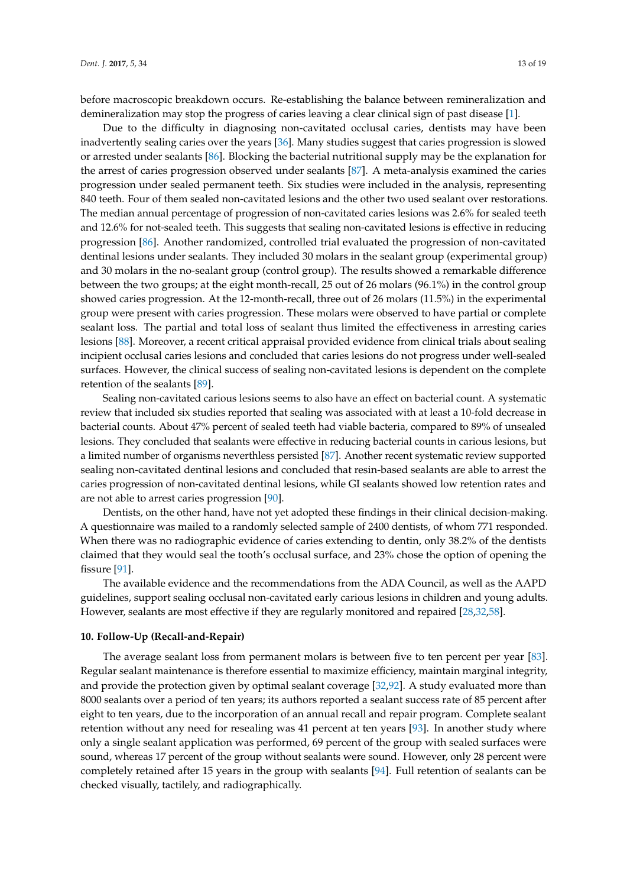before macroscopic breakdown occurs. Re-establishing the balance between remineralization and demineralization may stop the progress of caries leaving a clear clinical sign of past disease [1].

Due to the difficulty in diagnosing non-cavitated occlusal caries, dentists may have been inadvertently sealing caries over the years [36]. Many studies suggest that caries progression is slowed or arrested under sealants [86]. Blocking the bacterial nutritional supply may be the explanation for the arrest of caries progression observed under sealants [87]. A meta-analysis examined the caries progression under sealed permanent teeth. Six studies were included in the analysis, representing 840 teeth. Four of them sealed non-cavitated lesions and the other two used sealant over restorations. The median annual percentage of progression of non-cavitated caries lesions was 2.6% for sealed teeth and 12.6% for not-sealed teeth. This suggests that sealing non-cavitated lesions is effective in reducing progression [86]. Another randomized, controlled trial evaluated the progression of non-cavitated dentinal lesions under sealants. They included 30 molars in the sealant group (experimental group) and 30 molars in the no-sealant group (control group). The results showed a remarkable difference between the two groups; at the eight month-recall, 25 out of 26 molars (96.1%) in the control group showed caries progression. At the 12-month-recall, three out of 26 molars (11.5%) in the experimental group were present with caries progression. These molars were observed to have partial or complete sealant loss. The partial and total loss of sealant thus limited the effectiveness in arresting caries lesions [88]. Moreover, a recent critical appraisal provided evidence from clinical trials about sealing incipient occlusal caries lesions and concluded that caries lesions do not progress under well-sealed surfaces. However, the clinical success of sealing non-cavitated lesions is dependent on the complete retention of the sealants [89].

Sealing non-cavitated carious lesions seems to also have an effect on bacterial count. A systematic review that included six studies reported that sealing was associated with at least a 10-fold decrease in bacterial counts. About 47% percent of sealed teeth had viable bacteria, compared to 89% of unsealed lesions. They concluded that sealants were effective in reducing bacterial counts in carious lesions, but a limited number of organisms neverthless persisted [87]. Another recent systematic review supported sealing non-cavitated dentinal lesions and concluded that resin-based sealants are able to arrest the caries progression of non-cavitated dentinal lesions, while GI sealants showed low retention rates and are not able to arrest caries progression [90].

Dentists, on the other hand, have not yet adopted these findings in their clinical decision-making. A questionnaire was mailed to a randomly selected sample of 2400 dentists, of whom 771 responded. When there was no radiographic evidence of caries extending to dentin, only 38.2% of the dentists claimed that they would seal the tooth's occlusal surface, and 23% chose the option of opening the fissure [91].

The available evidence and the recommendations from the ADA Council, as well as the AAPD guidelines, support sealing occlusal non-cavitated early carious lesions in children and young adults. However, sealants are most effective if they are regularly monitored and repaired [28,32,58].

## 10. Follow-Up (Recall-and-Repair)

The average sealant loss from permanent molars is between five to ten percent per year [83]. Regular sealant maintenance is therefore essential to maximize efficiency, maintain marginal integrity, and provide the protection given by optimal sealant coverage [32,92]. A study evaluated more than 8000 sealants over a period of ten years; its authors reported a sealant success rate of 85 percent after eight to ten years, due to the incorporation of an annual recall and repair program. Complete sealant retention without any need for resealing was 41 percent at ten years [93]. In another study where only a single sealant application was performed, 69 percent of the group with sealed surfaces were sound, whereas 17 percent of the group without sealants were sound. However, only 28 percent were completely retained after 15 years in the group with sealants [94]. Full retention of sealants can be checked visually, tactilely, and radiographically.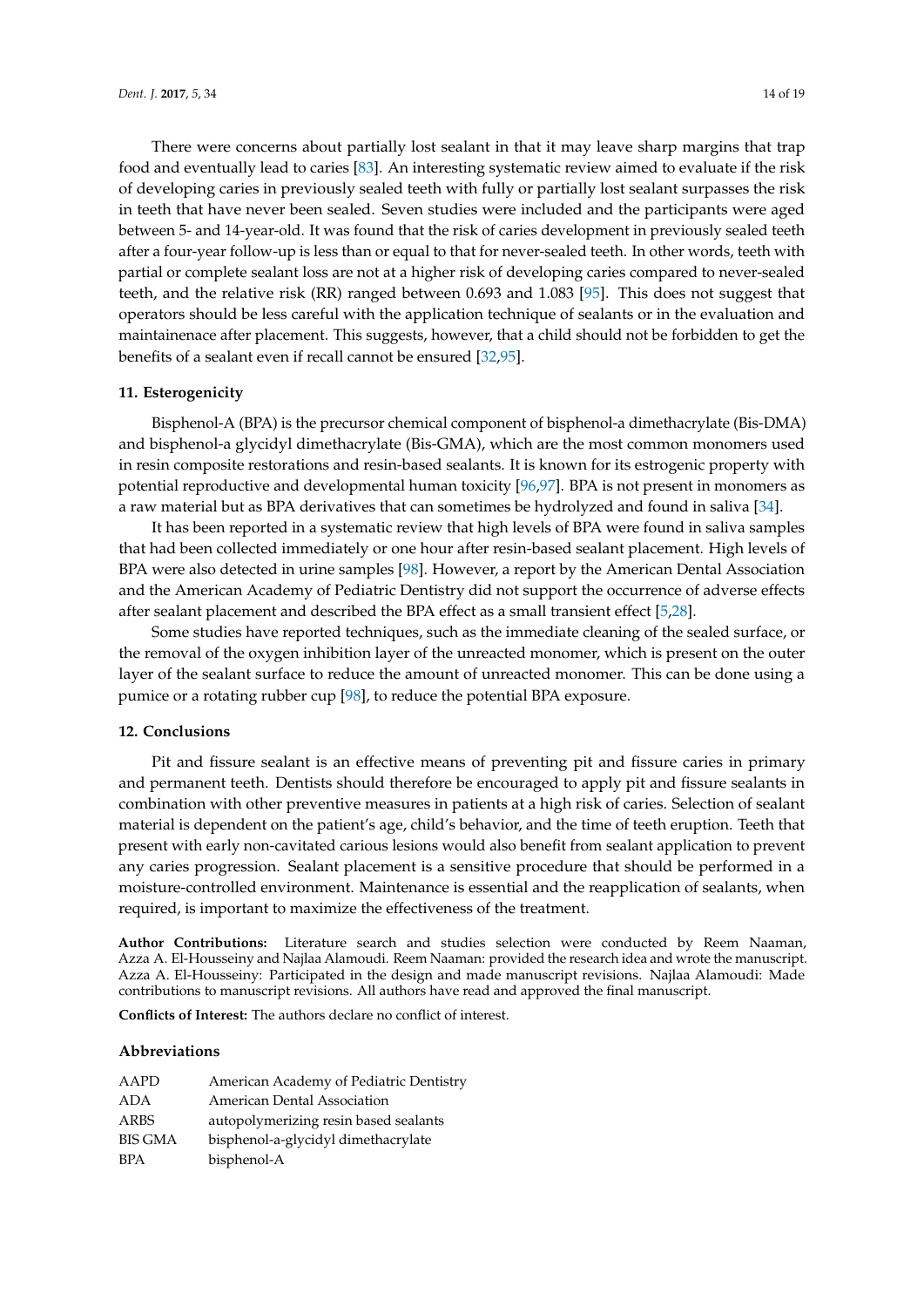There were concerns about partially lost sealant in that it may leave sharp margins that trap food and eventually lead to caries [83]. An interesting systematic review aimed to evaluate if the risk of developing caries in previously sealed teeth with fully or partially lost sealant surpasses the risk in teeth that have never been sealed. Seven studies were included and the participants were aged between 5- and 14-year-old. It was found that the risk of caries development in previously sealed teeth after a four-year follow-up is less than or equal to that for never-sealed teeth. In other words, teeth with partial or complete sealant loss are not at a higher risk of developing caries compared to never-sealed teeth, and the relative risk (RR) ranged between 0.693 and 1.083 [95]. This does not suggest that operators should be less careful with the application technique of sealants or in the evaluation and maintainenace after placement. This suggests, however, that a child should not be forbidden to get the benefits of a sealant even if recall cannot be ensured [32,95].

## 11. Esterogenicity

Bisphenol-A (BPA) is the precursor chemical component of bisphenol-a dimethacrylate (Bis-DMA) and bisphenol-a glycidyl dimethacrylate (Bis-GMA), which are the most common monomers used in resin composite restorations and resin-based sealants. It is known for its estrogenic property with potential reproductive and developmental human toxicity [96,97]. BPA is not present in monomers as a raw material but as BPA derivatives that can sometimes be hydrolyzed and found in saliva [34].

It has been reported in a systematic review that high levels of BPA were found in saliva samples that had been collected immediately or one hour after resin-based sealant placement. High levels of BPA were also detected in urine samples [98]. However, a report by the American Dental Association and the American Academy of Pediatric Dentistry did not support the occurrence of adverse effects after sealant placement and described the BPA effect as a small transient effect [5,28].

Some studies have reported techniques, such as the immediate cleaning of the sealed surface, or the removal of the oxygen inhibition layer of the unreacted monomer, which is present on the outer layer of the sealant surface to reduce the amount of unreacted monomer. This can be done using a pumice or a rotating rubber cup [98], to reduce the potential BPA exposure.

## 12. Conclusions

Pit and fissure sealant is an effective means of preventing pit and fissure caries in primary and permanent teeth. Dentists should therefore be encouraged to apply pit and fissure sealants in combination with other preventive measures in patients at a high risk of caries. Selection of sealant material is dependent on the patient's age, child's behavior, and the time of teeth eruption. Teeth that present with early non-cavitated carious lesions would also benefit from sealant application to prevent any caries progression. Sealant placement is a sensitive procedure that should be performed in a moisture-controlled environment. Maintenance is essential and the reapplication of sealants, when required, is important to maximize the effectiveness of the treatment.

**Author Contributions:** Literature search and studies selection were conducted by Reem Naaman, Azza A. El-Housseiny and Najlaa Alamoudi. Reem Naaman: provided the research idea and wrote the manuscript. Azza A. El-Housseiny: Participated in the design and made manuscript revisions. Najlaa Alamoudi: Made contributions to manuscript revisions. All authors have read and approved the final manuscript.

**Conflicts of Interest:** The authors declare no conflict of interest.

## Abbreviations

| | |
|---|---|
| AAPD | American Academy of Pediatric Dentistry |
| ADA | American Dental Association |
| ARBS | autopolymerizing resin based sealants |
| BIS GMA | bisphenol-a-glycidyl dimethacrylate |
| BPA | bisphenol-A |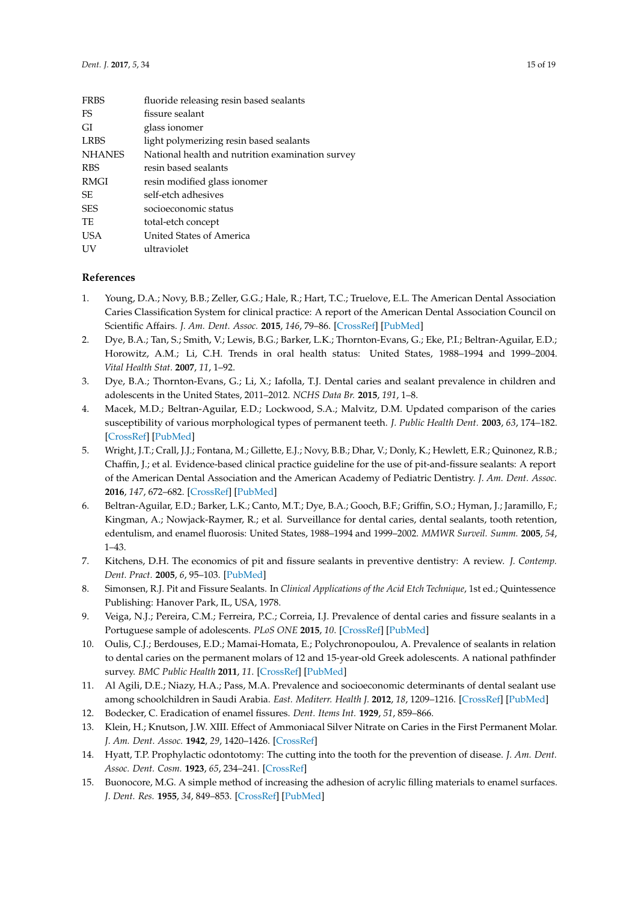| | |
|---|---|
| FRBS | fluoride releasing resin based sealants |
| FS | fissure sealant |
| GI | glass ionomer |
| LRBS | light polymerizing resin based sealants |
| NHANES | National health and nutrition examination survey |
| RBS | resin based sealants |
| RMGI | resin modified glass ionomer |
| SE | self-etch adhesives |
| SES | socioeconomic status |
| TE | total-etch concept |
| USA | United States of America |
| UV | ultraviolet |

## References

1. Young, D.A.; Novy, B.B.; Zeller, G.G.; Hale, R.; Hart, T.C.; Truelove, E.L. The American Dental Association Caries Classification System for clinical practice: A report of the American Dental Association Council on Scientific Affairs. *J. Am. Dent. Assoc.* **2015**, *146*, 79–86. [CrossRef] [PubMed]
2. Dye, B.A.; Tan, S.; Smith, V.; Lewis, B.G.; Barker, L.K.; Thornton-Evans, G.; Eke, P.I.; Beltran-Aguilar, E.D.; Horowitz, A.M.; Li, C.H. Trends in oral health status: United States, 1988–1994 and 1999–2004. *Vital Health Stat.* **2007**, *11*, 1–92.
3. Dye, B.A.; Thornton-Evans, G.; Li, X.; Iafolla, T.J. Dental caries and sealant prevalence in children and adolescents in the United States, 2011–2012. *NCHS Data Br.* **2015**, *191*, 1–8.
4. Macek, M.D.; Beltran-Aguilar, E.D.; Lockwood, S.A.; Malvitz, D.M. Updated comparison of the caries susceptibility of various morphological types of permanent teeth. *J. Public Health Dent.* **2003**, *63*, 174–182. [CrossRef] [PubMed]
5. Wright, J.T.; Crall, J.J.; Fontana, M.; Gillette, E.J.; Novy, B.B.; Dhar, V.; Donly, K.; Hewlett, E.R.; Quinonez, R.B.; Chaffin, J.; et al. Evidence-based clinical practice guideline for the use of pit-and-fissure sealants: A report of the American Dental Association and the American Academy of Pediatric Dentistry. *J. Am. Dent. Assoc.* **2016**, *147*, 672–682. [CrossRef] [PubMed]
6. Beltran-Aguilar, E.D.; Barker, L.K.; Canto, M.T.; Dye, B.A.; Gooch, B.F.; Griffin, S.O.; Hyman, J.; Jaramillo, F.; Kingman, A.; Nowjack-Raymer, R.; et al. Surveillance for dental caries, dental sealants, tooth retention, edentulism, and enamel fluorosis: United States, 1988–1994 and 1999–2002. *MMWR Surveil. Summ.* **2005**, *54*, 1–43.
7. Kitchens, D.H. The economics of pit and fissure sealants in preventive dentistry: A review. *J. Contemp. Dent. Pract.* **2005**, *6*, 95–103. [PubMed]
8. Simonsen, R.J. Pit and Fissure Sealants. In *Clinical Applications of the Acid Etch Technique*, 1st ed.; Quintessence Publishing: Hanover Park, IL, USA, 1978.
9. Veiga, N.J.; Pereira, C.M.; Ferreira, P.C.; Correia, I.J. Prevalence of dental caries and fissure sealants in a Portuguese sample of adolescents. *PLoS ONE* **2015**, *10*. [CrossRef] [PubMed]
10. Oulis, C.J.; Berdouses, E.D.; Mamai-Homata, E.; Polychronopoulou, A. Prevalence of sealants in relation to dental caries on the permanent molars of 12 and 15-year-old Greek adolescents. A national pathfinder survey. *BMC Public Health* **2011**, *11*. [CrossRef] [PubMed]
11. Al Agili, D.E.; Niazy, H.A.; Pass, M.A. Prevalence and socioeconomic determinants of dental sealant use among schoolchildren in Saudi Arabia. *East. Mediterr. Health J.* **2012**, *18*, 1209–1216. [CrossRef] [PubMed]
12. Bodecker, C. Eradication of enamel fissures. *Dent. Items Int.* **1929**, *51*, 859–866.
13. Klein, H.; Knutson, J.W. XIII. Effect of Ammoniacal Silver Nitrate on Caries in the First Permanent Molar. *J. Am. Dent. Assoc.* **1942**, *29*, 1420–1426. [CrossRef]
14. Hyatt, T.P. Prophylactic odontotomy: The cutting into the tooth for the prevention of disease. *J. Am. Dent. Assoc. Dent. Cosm.* **1923**, *65*, 234–241. [CrossRef]
15. Buonocore, M.G. A simple method of increasing the adhesion of acrylic filling materials to enamel surfaces. *J. Dent. Res.* **1955**, *34*, 849–853. [CrossRef] [PubMed]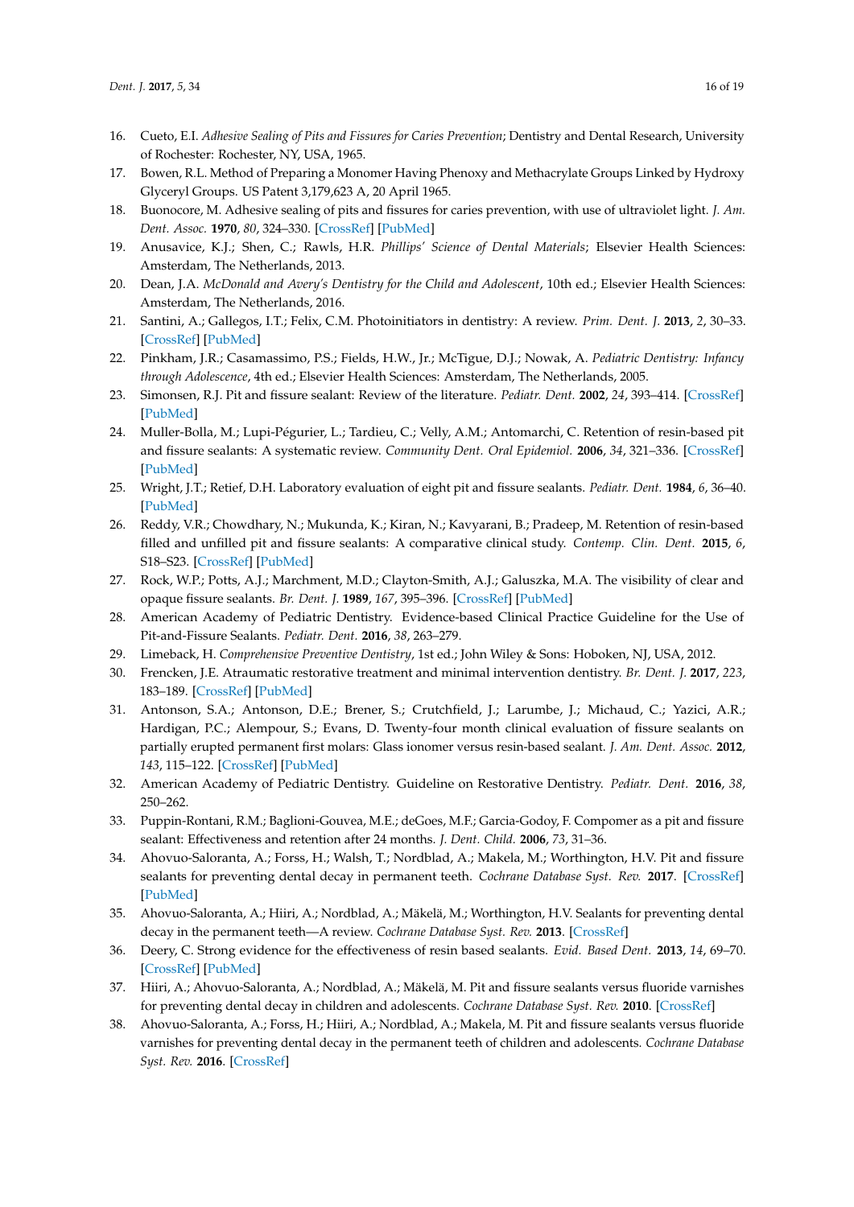16. Cueto, E.I. *Adhesive Sealing of Pits and Fissures for Caries Prevention*; Dentistry and Dental Research, University of Rochester: Rochester, NY, USA, 1965.
17. Bowen, R.L. Method of Preparing a Monomer Having Phenoxy and Methacrylate Groups Linked by Hydroxy Glyceryl Groups. US Patent 3,179,623 A, 20 April 1965.
18. Buonocore, M. Adhesive sealing of pits and fissures for caries prevention, with use of ultraviolet light. *J. Am. Dent. Assoc.* **1970**, *80*, 324–330. [CrossRef] [PubMed]
19. Anusavice, K.J.; Shen, C.; Rawls, H.R. *Phillips' Science of Dental Materials*; Elsevier Health Sciences: Amsterdam, The Netherlands, 2013.
20. Dean, J.A. *McDonald and Avery's Dentistry for the Child and Adolescent*, 10th ed.; Elsevier Health Sciences: Amsterdam, The Netherlands, 2016.
21. Santini, A.; Gallegos, I.T.; Felix, C.M. Photoinitiators in dentistry: A review. *Prim. Dent. J.* **2013**, *2*, 30–33. [CrossRef] [PubMed]
22. Pinkham, J.R.; Casamassimo, P.S.; Fields, H.W., Jr.; McTigue, D.J.; Nowak, A. *Pediatric Dentistry: Infancy through Adolescence*, 4th ed.; Elsevier Health Sciences: Amsterdam, The Netherlands, 2005.
23. Simonsen, R.J. Pit and fissure sealant: Review of the literature. *Pediatr. Dent.* **2002**, *24*, 393–414. [CrossRef] [PubMed]
24. Muller-Bolla, M.; Lupi-Pégurier, L.; Tardieu, C.; Velly, A.M.; Antomarchi, C. Retention of resin-based pit and fissure sealants: A systematic review. *Community Dent. Oral Epidemiol.* **2006**, *34*, 321–336. [CrossRef] [PubMed]
25. Wright, J.T.; Retief, D.H. Laboratory evaluation of eight pit and fissure sealants. *Pediatr. Dent.* **1984**, *6*, 36–40. [PubMed]
26. Reddy, V.R.; Chowdhary, N.; Mukunda, K.; Kiran, N.; Kavyarani, B.; Pradeep, M. Retention of resin-based filled and unfilled pit and fissure sealants: A comparative clinical study. *Contemp. Clin. Dent.* **2015**, *6*, S18–S23. [CrossRef] [PubMed]
27. Rock, W.P.; Potts, A.J.; Marchment, M.D.; Clayton-Smith, A.J.; Galuszka, M.A. The visibility of clear and opaque fissure sealants. *Br. Dent. J.* **1989**, *167*, 395–396. [CrossRef] [PubMed]
28. American Academy of Pediatric Dentistry. Evidence-based Clinical Practice Guideline for the Use of Pit-and-Fissure Sealants. *Pediatr. Dent.* **2016**, *38*, 263–279.
29. Limeback, H. *Comprehensive Preventive Dentistry*, 1st ed.; John Wiley & Sons: Hoboken, NJ, USA, 2012.
30. Frencken, J.E. Atraumatic restorative treatment and minimal intervention dentistry. *Br. Dent. J.* **2017**, *223*, 183–189. [CrossRef] [PubMed]
31. Antonson, S.A.; Antonson, D.E.; Brener, S.; Crutchfield, J.; Larumbe, J.; Michaud, C.; Yazici, A.R.; Hardigan, P.C.; Alempour, S.; Evans, D. Twenty-four month clinical evaluation of fissure sealants on partially erupted permanent first molars: Glass ionomer versus resin-based sealant. *J. Am. Dent. Assoc.* **2012**, *143*, 115–122. [CrossRef] [PubMed]
32. American Academy of Pediatric Dentistry. Guideline on Restorative Dentistry. *Pediatr. Dent.* **2016**, *38*, 250–262.
33. Puppin-Rontani, R.M.; Baglioni-Gouvea, M.E.; deGoes, M.F.; Garcia-Godoy, F. Compomer as a pit and fissure sealant: Effectiveness and retention after 24 months. *J. Dent. Child.* **2006**, *73*, 31–36.
34. Ahovuo-Saloranta, A.; Forss, H.; Walsh, T.; Nordblad, A.; Makela, M.; Worthington, H.V. Pit and fissure sealants for preventing dental decay in permanent teeth. *Cochrane Database Syst. Rev.* **2017**. [CrossRef] [PubMed]
35. Ahovuo-Saloranta, A.; Hiiri, A.; Nordblad, A.; Mäkelä, M.; Worthington, H.V. Sealants for preventing dental decay in the permanent teeth—A review. *Cochrane Database Syst. Rev.* **2013**. [CrossRef]
36. Deery, C. Strong evidence for the effectiveness of resin based sealants. *Evid. Based Dent.* **2013**, *14*, 69–70. [CrossRef] [PubMed]
37. Hiiri, A.; Ahovuo-Saloranta, A.; Nordblad, A.; Mäkelä, M. Pit and fissure sealants versus fluoride varnishes for preventing dental decay in children and adolescents. *Cochrane Database Syst. Rev.* **2010**. [CrossRef]
38. Ahovuo-Saloranta, A.; Forss, H.; Hiiri, A.; Nordblad, A.; Makela, M. Pit and fissure sealants versus fluoride varnishes for preventing dental decay in the permanent teeth of children and adolescents. *Cochrane Database Syst. Rev.* **2016**. [CrossRef]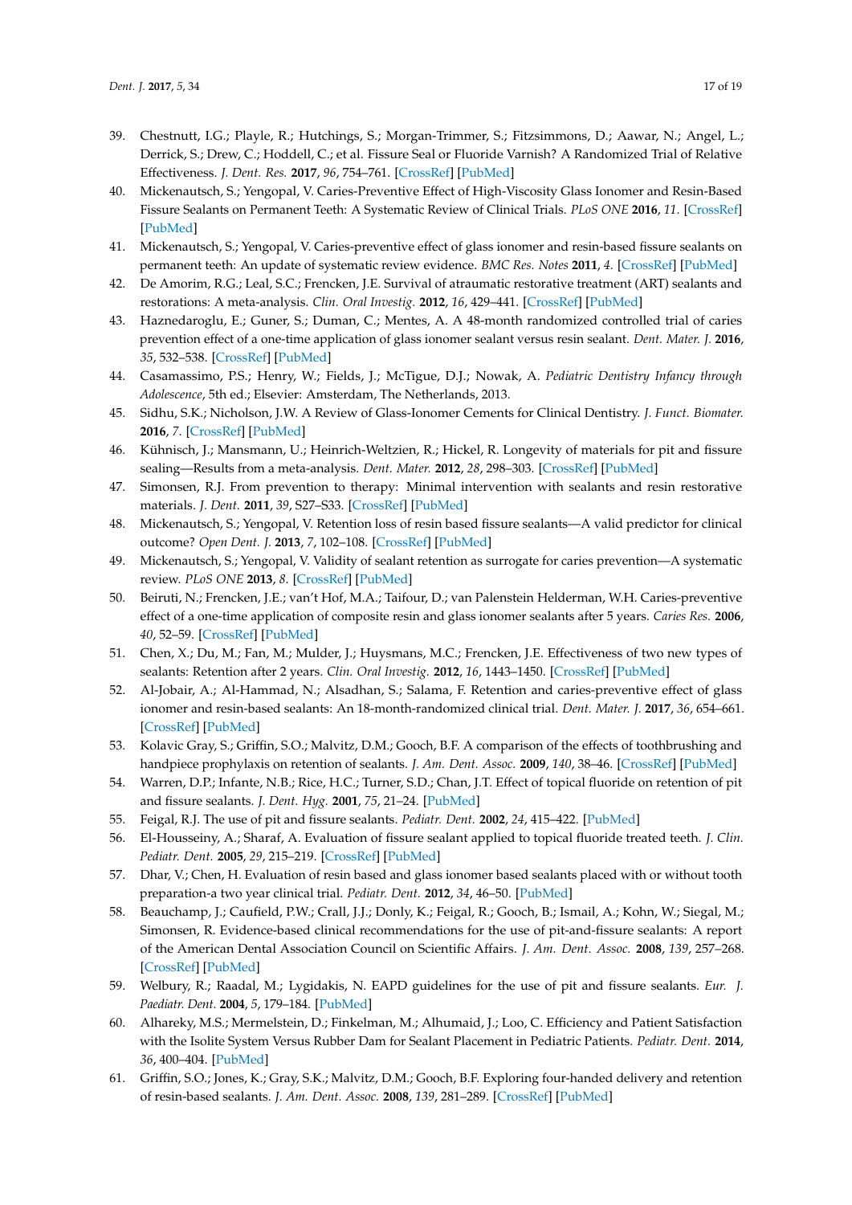39. Chestnutt, I.G.; Playle, R.; Hutchings, S.; Morgan-Trimmer, S.; Fitzsimmons, D.; Aawar, N.; Angel, L.; Derrick, S.; Drew, C.; Hoddell, C.; et al. Fissure Seal or Fluoride Varnish? A Randomized Trial of Relative Effectiveness. *J. Dent. Res.* **2017**, *96*, 754–761. [CrossRef] [PubMed]
40. Mickenautsch, S.; Yengopal, V. Caries-Preventive Effect of High-Viscosity Glass Ionomer and Resin-Based Fissure Sealants on Permanent Teeth: A Systematic Review of Clinical Trials. *PLoS ONE* **2016**, *11*. [CrossRef] [PubMed]
41. Mickenautsch, S.; Yengopal, V. Caries-preventive effect of glass ionomer and resin-based fissure sealants on permanent teeth: An update of systematic review evidence. *BMC Res. Notes* **2011**, *4*. [CrossRef] [PubMed]
42. De Amorim, R.G.; Leal, S.C.; Frencken, J.E. Survival of atraumatic restorative treatment (ART) sealants and restorations: A meta-analysis. *Clin. Oral Investig.* **2012**, *16*, 429–441. [CrossRef] [PubMed]
43. Haznedaroglu, E.; Guner, S.; Duman, C.; Mentes, A. A 48-month randomized controlled trial of caries prevention effect of a one-time application of glass ionomer sealant versus resin sealant. *Dent. Mater. J.* **2016**, *35*, 532–538. [CrossRef] [PubMed]
44. Casamassimo, P.S.; Henry, W.; Fields, J.; McTigue, D.J.; Nowak, A. *Pediatric Dentistry Infancy through Adolescence*, 5th ed.; Elsevier: Amsterdam, The Netherlands, 2013.
45. Sidhu, S.K.; Nicholson, J.W. A Review of Glass-Ionomer Cements for Clinical Dentistry. *J. Funct. Biomater.* **2016**, *7*. [CrossRef] [PubMed]
46. Kühnisch, J.; Mansmann, U.; Heinrich-Weltzien, R.; Hickel, R. Longevity of materials for pit and fissure sealing—Results from a meta-analysis. *Dent. Mater.* **2012**, *28*, 298–303. [CrossRef] [PubMed]
47. Simonsen, R.J. From prevention to therapy: Minimal intervention with sealants and resin restorative materials. *J. Dent.* **2011**, *39*, S27–S33. [CrossRef] [PubMed]
48. Mickenautsch, S.; Yengopal, V. Retention loss of resin based fissure sealants—A valid predictor for clinical outcome? *Open Dent. J.* **2013**, *7*, 102–108. [CrossRef] [PubMed]
49. Mickenautsch, S.; Yengopal, V. Validity of sealant retention as surrogate for caries prevention—A systematic review. *PLoS ONE* **2013**, *8*. [CrossRef] [PubMed]
50. Beiruti, N.; Frencken, J.E.; van't Hof, M.A.; Taifour, D.; van Palenstein Helderman, W.H. Caries-preventive effect of a one-time application of composite resin and glass ionomer sealants after 5 years. *Caries Res.* **2006**, *40*, 52–59. [CrossRef] [PubMed]
51. Chen, X.; Du, M.; Fan, M.; Mulder, J.; Huysmans, M.C.; Frencken, J.E. Effectiveness of two new types of sealants: Retention after 2 years. *Clin. Oral Investig.* **2012**, *16*, 1443–1450. [CrossRef] [PubMed]
52. Al-Jobair, A.; Al-Hammad, N.; Alsadhan, S.; Salama, F. Retention and caries-preventive effect of glass ionomer and resin-based sealants: An 18-month-randomized clinical trial. *Dent. Mater. J.* **2017**, *36*, 654–661. [CrossRef] [PubMed]
53. Kolavic Gray, S.; Griffin, S.O.; Malvitz, D.M.; Gooch, B.F. A comparison of the effects of toothbrushing and handpiece prophylaxis on retention of sealants. *J. Am. Dent. Assoc.* **2009**, *140*, 38–46. [CrossRef] [PubMed]
54. Warren, D.P.; Infante, N.B.; Rice, H.C.; Turner, S.D.; Chan, J.T. Effect of topical fluoride on retention of pit and fissure sealants. *J. Dent. Hyg.* **2001**, *75*, 21–24. [PubMed]
55. Feigal, R.J. The use of pit and fissure sealants. *Pediatr. Dent.* **2002**, *24*, 415–422. [PubMed]
56. El-Housseiny, A.; Sharaf, A. Evaluation of fissure sealant applied to topical fluoride treated teeth. *J. Clin. Pediatr. Dent.* **2005**, *29*, 215–219. [CrossRef] [PubMed]
57. Dhar, V.; Chen, H. Evaluation of resin based and glass ionomer based sealants placed with or without tooth preparation-a two year clinical trial. *Pediatr. Dent.* **2012**, *34*, 46–50. [PubMed]
58. Beauchamp, J.; Caufield, P.W.; Crall, J.J.; Donly, K.; Feigal, R.; Gooch, B.; Ismail, A.; Kohn, W.; Siegal, M.; Simonsen, R. Evidence-based clinical recommendations for the use of pit-and-fissure sealants: A report of the American Dental Association Council on Scientific Affairs. *J. Am. Dent. Assoc.* **2008**, *139*, 257–268. [CrossRef] [PubMed]
59. Welbury, R.; Raadal, M.; Lygidakis, N. EAPD guidelines for the use of pit and fissure sealants. *Eur. J. Paediatr. Dent.* **2004**, *5*, 179–184. [PubMed]
60. Alhareky, M.S.; Mermelstein, D.; Finkelman, M.; Alhumaid, J.; Loo, C. Efficiency and Patient Satisfaction with the Isolite System Versus Rubber Dam for Sealant Placement in Pediatric Patients. *Pediatr. Dent.* **2014**, *36*, 400–404. [PubMed]
61. Griffin, S.O.; Jones, K.; Gray, S.K.; Malvitz, D.M.; Gooch, B.F. Exploring four-handed delivery and retention of resin-based sealants. *J. Am. Dent. Assoc.* **2008**, *139*, 281–289. [CrossRef] [PubMed]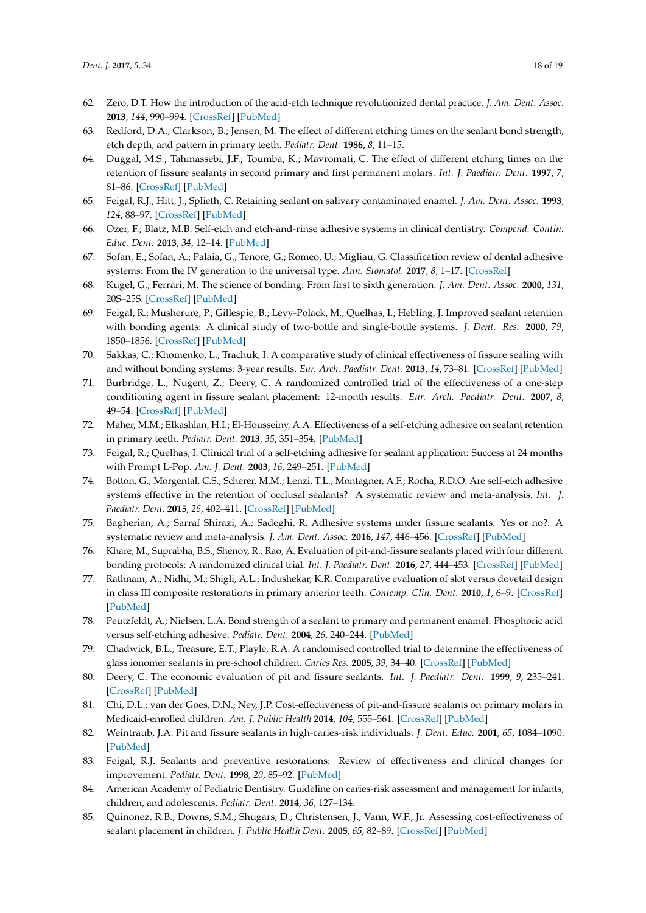62. Zero, D.T. How the introduction of the acid-etch technique revolutionized dental practice. *J. Am. Dent. Assoc.* **2013**, *144*, 990–994. [CrossRef] [PubMed]
63. Redford, D.A.; Clarkson, B.; Jensen, M. The effect of different etching times on the sealant bond strength, etch depth, and pattern in primary teeth. *Pediatr. Dent.* **1986**, *8*, 11–15.
64. Duggal, M.S.; Tahmassebi, J.F.; Toumba, K.; Mavromati, C. The effect of different etching times on the retention of fissure sealants in second primary and first permanent molars. *Int. J. Paediatr. Dent.* **1997**, *7*, 81–86. [CrossRef] [PubMed]
65. Feigal, R.J.; Hitt, J.; Splieth, C. Retaining sealant on salivary contaminated enamel. *J. Am. Dent. Assoc.* **1993**, *124*, 88–97. [CrossRef] [PubMed]
66. Ozer, F.; Blatz, M.B. Self-etch and etch-and-rinse adhesive systems in clinical dentistry. *Compend. Contin. Educ. Dent.* **2013**, *34*, 12–14. [PubMed]
67. Sofan, E.; Sofan, A.; Palaia, G.; Tenore, G.; Romeo, U.; Migliau, G. Classification review of dental adhesive systems: From the IV generation to the universal type. *Ann. Stomatol.* **2017**, *8*, 1–17. [CrossRef]
68. Kugel, G.; Ferrari, M. The science of bonding: From first to sixth generation. *J. Am. Dent. Assoc.* **2000**, *131*, 20S–25S. [CrossRef] [PubMed]
69. Feigal, R.; Musherure, P.; Gillespie, B.; Levy-Polack, M.; Quelhas, I.; Hebling, J. Improved sealant retention with bonding agents: A clinical study of two-bottle and single-bottle systems. *J. Dent. Res.* **2000**, *79*, 1850–1856. [CrossRef] [PubMed]
70. Sakkas, C.; Khomenko, L.; Trachuk, I. A comparative study of clinical effectiveness of fissure sealing with and without bonding systems: 3-year results. *Eur. Arch. Paediatr. Dent.* **2013**, *14*, 73–81. [CrossRef] [PubMed]
71. Burbridge, L.; Nugent, Z.; Deery, C. A randomized controlled trial of the effectiveness of a one-step conditioning agent in fissure sealant placement: 12-month results. *Eur. Arch. Paediatr. Dent.* **2007**, *8*, 49–54. [CrossRef] [PubMed]
72. Maher, M.M.; Elkashlan, H.I.; El-Housseiny, A.A. Effectiveness of a self-etching adhesive on sealant retention in primary teeth. *Pediatr. Dent.* **2013**, *35*, 351–354. [PubMed]
73. Feigal, R.; Quelhas, I. Clinical trial of a self-etching adhesive for sealant application: Success at 24 months with Prompt L-Pop. *Am. J. Dent.* **2003**, *16*, 249–251. [PubMed]
74. Botton, G.; Morgental, C.S.; Scherer, M.M.; Lenzi, T.L.; Montagner, A.F.; Rocha, R.D.O. Are self-etch adhesive systems effective in the retention of occlusal sealants? A systematic review and meta-analysis. *Int. J. Paediatr. Dent.* **2015**, *26*, 402–411. [CrossRef] [PubMed]
75. Bagherian, A.; Sarraf Shirazi, A.; Sadeghi, R. Adhesive systems under fissure sealants: Yes or no?: A systematic review and meta-analysis. *J. Am. Dent. Assoc.* **2016**, *147*, 446–456. [CrossRef] [PubMed]
76. Khare, M.; Suprabha, B.S.; Shenoy, R.; Rao, A. Evaluation of pit-and-fissure sealants placed with four different bonding protocols: A randomized clinical trial. *Int. J. Paediatr. Dent.* **2016**, *27*, 444–453. [CrossRef] [PubMed]
77. Rathnam, A.; Nidhi, M.; Shigli, A.L.; Indushekar, K.R. Comparative evaluation of slot versus dovetail design in class III composite restorations in primary anterior teeth. *Contemp. Clin. Dent.* **2010**, *1*, 6–9. [CrossRef] [PubMed]
78. Peutzfeldt, A.; Nielsen, L.A. Bond strength of a sealant to primary and permanent enamel: Phosphoric acid versus self-etching adhesive. *Pediatr. Dent.* **2004**, *26*, 240–244. [PubMed]
79. Chadwick, B.L.; Treasure, E.T.; Playle, R.A. A randomised controlled trial to determine the effectiveness of glass ionomer sealants in pre-school children. *Caries Res.* **2005**, *39*, 34–40. [CrossRef] [PubMed]
80. Deery, C. The economic evaluation of pit and fissure sealants. *Int. J. Paediatr. Dent.* **1999**, *9*, 235–241. [CrossRef] [PubMed]
81. Chi, D.L.; van der Goes, D.N.; Ney, J.P. Cost-effectiveness of pit-and-fissure sealants on primary molars in Medicaid-enrolled children. *Am. J. Public Health* **2014**, *104*, 555–561. [CrossRef] [PubMed]
82. Weintraub, J.A. Pit and fissure sealants in high-caries-risk individuals. *J. Dent. Educ.* **2001**, *65*, 1084–1090. [PubMed]
83. Feigal, R.J. Sealants and preventive restorations: Review of effectiveness and clinical changes for improvement. *Pediatr. Dent.* **1998**, *20*, 85–92. [PubMed]
84. American Academy of Pediatric Dentistry. Guideline on caries-risk assessment and management for infants, children, and adolescents. *Pediatr. Dent.* **2014**, *36*, 127–134.
85. Quinonez, R.B.; Downs, S.M.; Shugars, D.; Christensen, J.; Vann, W.F., Jr. Assessing cost-effectiveness of sealant placement in children. *J. Public Health Dent.* **2005**, *65*, 82–89. [CrossRef] [PubMed]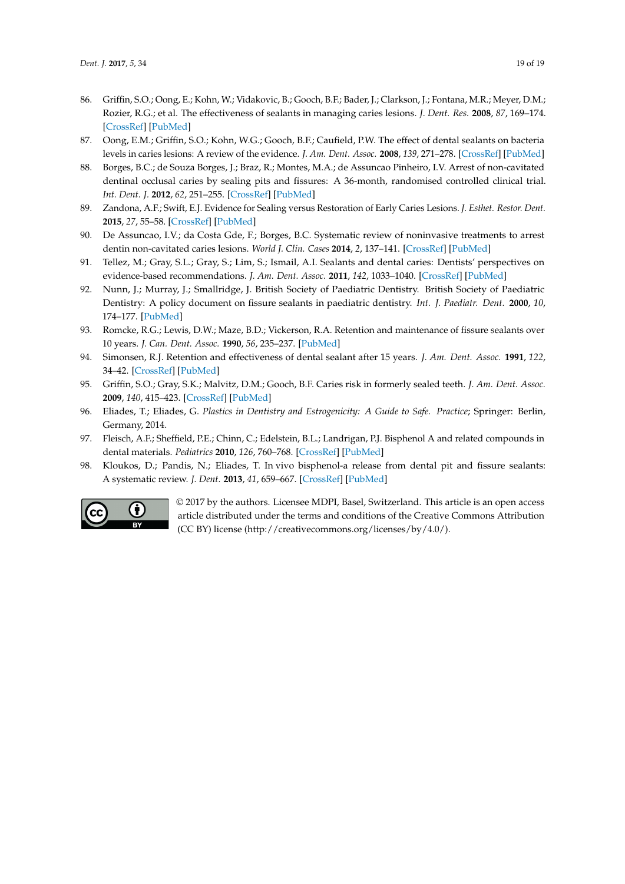86. Griffin, S.O.; Oong, E.; Kohn, W.; Vidakovic, B.; Gooch, B.F.; Bader, J.; Clarkson, J.; Fontana, M.R.; Meyer, D.M.; Rozier, R.G.; et al. The effectiveness of sealants in managing caries lesions. *J. Dent. Res.* **2008**, *87*, 169–174. [CrossRef] [PubMed]
87. Oong, E.M.; Griffin, S.O.; Kohn, W.G.; Gooch, B.F.; Caufield, P.W. The effect of dental sealants on bacteria levels in caries lesions: A review of the evidence. *J. Am. Dent. Assoc.* **2008**, *139*, 271–278. [CrossRef] [PubMed]
88. Borges, B.C.; de Souza Borges, J.; Braz, R.; Montes, M.A.; de Assuncao Pinheiro, I.V. Arrest of non-cavitated dentinal occlusal caries by sealing pits and fissures: A 36-month, randomised controlled clinical trial. *Int. Dent. J.* **2012**, *62*, 251–255. [CrossRef] [PubMed]
89. Zandona, A.F.; Swift, E.J. Evidence for Sealing versus Restoration of Early Caries Lesions. *J. Esthet. Restor. Dent.* **2015**, *27*, 55–58. [CrossRef] [PubMed]
90. De Assuncao, I.V.; da Costa Gde, F.; Borges, B.C. Systematic review of noninvasive treatments to arrest dentin non-cavitated caries lesions. *World J. Clin. Cases* **2014**, *2*, 137–141. [CrossRef] [PubMed]
91. Tellez, M.; Gray, S.L.; Gray, S.; Lim, S.; Ismail, A.I. Sealants and dental caries: Dentists' perspectives on evidence-based recommendations. *J. Am. Dent. Assoc.* **2011**, *142*, 1033–1040. [CrossRef] [PubMed]
92. Nunn, J.; Murray, J.; Smallridge, J. British Society of Paediatric Dentistry. British Society of Paediatric Dentistry: A policy document on fissure sealants in paediatric dentistry. *Int. J. Paediatr. Dent.* **2000**, *10*, 174–177. [PubMed]
93. Romcke, R.G.; Lewis, D.W.; Maze, B.D.; Vickerson, R.A. Retention and maintenance of fissure sealants over 10 years. *J. Can. Dent. Assoc.* **1990**, *56*, 235–237. [PubMed]
94. Simonsen, R.J. Retention and effectiveness of dental sealant after 15 years. *J. Am. Dent. Assoc.* **1991**, *122*, 34–42. [CrossRef] [PubMed]
95. Griffin, S.O.; Gray, S.K.; Malvitz, D.M.; Gooch, B.F. Caries risk in formerly sealed teeth. *J. Am. Dent. Assoc.* **2009**, *140*, 415–423. [CrossRef] [PubMed]
96. Eliades, T.; Eliades, G. *Plastics in Dentistry and Estrogenicity: A Guide to Safe. Practice*; Springer: Berlin, Germany, 2014.
97. Fleisch, A.F.; Sheffield, P.E.; Chinn, C.; Edelstein, B.L.; Landrigan, P.J. Bisphenol A and related compounds in dental materials. *Pediatrics* **2010**, *126*, 760–768. [CrossRef] [PubMed]
98. Kloukos, D.; Pandis, N.; Eliades, T. In vivo bisphenol-a release from dental pit and fissure sealants: A systematic review. *J. Dent.* **2013**, *41*, 659–667. [CrossRef] [PubMed]

© 2017 by the authors. Licensee MDPI, Basel, Switzerland. This article is an open access article distributed under the terms and conditions of the Creative Commons Attribution (CC BY) license (http://creativecommons.org/licenses/by/4.0/).